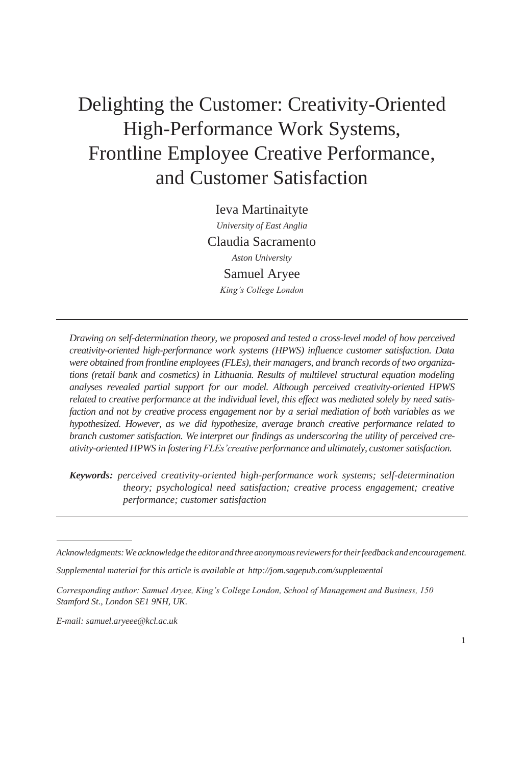# Delighting the Customer: Creativity-Oriented High-Performance Work Systems, Frontline Employee Creative Performance, and Customer Satisfaction

Ieva Martinaityte

*University of East Anglia*

Claudia Sacramento

*Aston University*

Samuel Aryee

*King's College London*

---

*Drawing on self-determination theory, we proposed and tested a cross-level model of how perceived creativity-oriented high-performance work systems (HPWS) influence customer satisfaction. Data were obtained from frontline employees (FLEs), their managers, and branch records of two organizations (retail bank and cosmetics) in Lithuania. Results of multilevel structural equation modeling analyses revealed partial support for our model. Although perceived creativity-oriented HPWS related to creative performance at the individual level, this effect was mediated solely by need satisfaction and not by creative process engagement nor by a serial mediation of both variables as we hypothesized. However, as we did hypothesize, average branch creative performance related to branch customer satisfaction. We interpret our findings as underscoring the utility of perceived creativity-oriented HPWS in fostering FLEs' creative performance and ultimately, customer satisfaction.*

***Keywords:*** *perceived creativity-oriented high-performance work systems; self-determination theory; psychological need satisfaction; creative process engagement; creative performance; customer satisfaction*

---

*Acknowledgments: We acknowledge the editor and three anonymous reviewers for their feedback and encouragement.*

*Supplemental material for this article is available at http://jom.sagepub.com/supplemental*

*Corresponding author: Samuel Aryee, King's College London, School of Management and Business, 150 Stamford St., London SE1 9NH, UK.*

*E-mail: samuel.aryeee@kcl.ac.uk*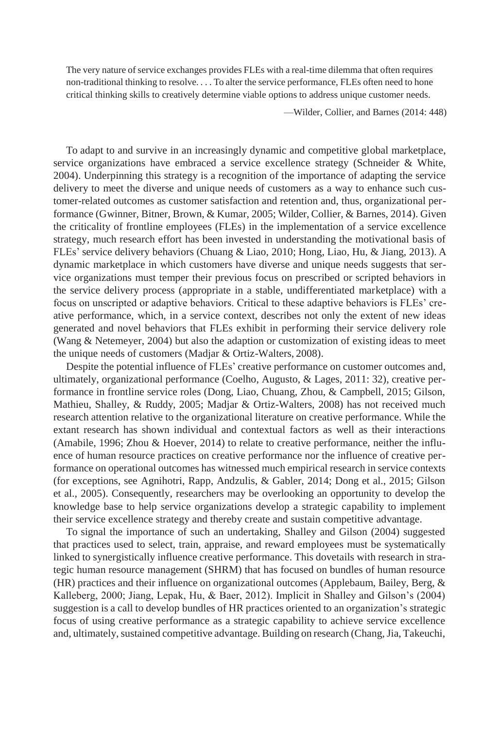> The very nature of service exchanges provides FLEs with a real-time dilemma that often requires non-traditional thinking to resolve. . . . To alter the service performance, FLEs often need to hone critical thinking skills to creatively determine viable options to address unique customer needs.
>
> —Wilder, Collier, and Barnes (2014: 448)

To adapt to and survive in an increasingly dynamic and competitive global marketplace, service organizations have embraced a service excellence strategy (Schneider & White, 2004). Underpinning this strategy is a recognition of the importance of adapting the service delivery to meet the diverse and unique needs of customers as a way to enhance such customer-related outcomes as customer satisfaction and retention and, thus, organizational performance (Gwinner, Bitner, Brown, & Kumar, 2005; Wilder, Collier, & Barnes, 2014). Given the criticality of frontline employees (FLEs) in the implementation of a service excellence strategy, much research effort has been invested in understanding the motivational basis of FLEs' service delivery behaviors (Chuang & Liao, 2010; Hong, Liao, Hu, & Jiang, 2013). A dynamic marketplace in which customers have diverse and unique needs suggests that service organizations must temper their previous focus on prescribed or scripted behaviors in the service delivery process (appropriate in a stable, undifferentiated marketplace) with a focus on unscripted or adaptive behaviors. Critical to these adaptive behaviors is FLEs' creative performance, which, in a service context, describes not only the extent of new ideas generated and novel behaviors that FLEs exhibit in performing their service delivery role (Wang & Netemeyer, 2004) but also the adaption or customization of existing ideas to meet the unique needs of customers (Madjar & Ortiz-Walters, 2008).

Despite the potential influence of FLEs' creative performance on customer outcomes and, ultimately, organizational performance (Coelho, Augusto, & Lages, 2011: 32), creative performance in frontline service roles (Dong, Liao, Chuang, Zhou, & Campbell, 2015; Gilson, Mathieu, Shalley, & Ruddy, 2005; Madjar & Ortiz-Walters, 2008) has not received much research attention relative to the organizational literature on creative performance. While the extant research has shown individual and contextual factors as well as their interactions (Amabile, 1996; Zhou & Hoever, 2014) to relate to creative performance, neither the influence of human resource practices on creative performance nor the influence of creative performance on operational outcomes has witnessed much empirical research in service contexts (for exceptions, see Agnihotri, Rapp, Andzulis, & Gabler, 2014; Dong et al., 2015; Gilson et al., 2005). Consequently, researchers may be overlooking an opportunity to develop the knowledge base to help service organizations develop a strategic capability to implement their service excellence strategy and thereby create and sustain competitive advantage.

To signal the importance of such an undertaking, Shalley and Gilson (2004) suggested that practices used to select, train, appraise, and reward employees must be systematically linked to synergistically influence creative performance. This dovetails with research in strategic human resource management (SHRM) that has focused on bundles of human resource (HR) practices and their influence on organizational outcomes (Applebaum, Bailey, Berg, & Kalleberg, 2000; Jiang, Lepak, Hu, & Baer, 2012). Implicit in Shalley and Gilson's (2004) suggestion is a call to develop bundles of HR practices oriented to an organization's strategic focus of using creative performance as a strategic capability to achieve service excellence and, ultimately, sustained competitive advantage. Building on research (Chang, Jia, Takeuchi,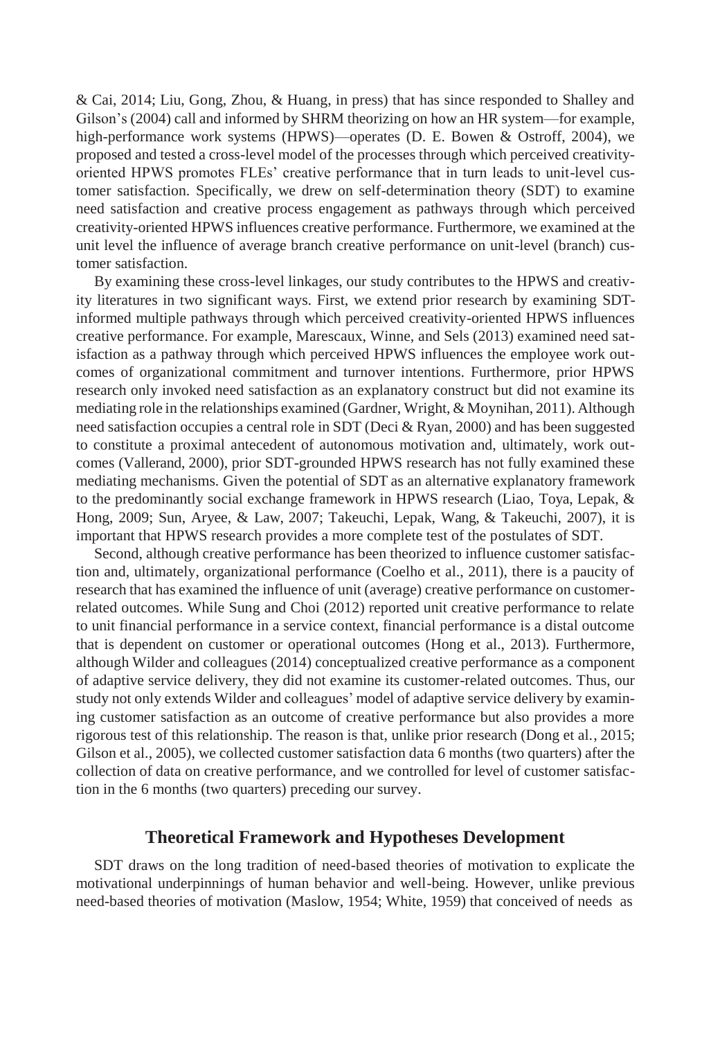& Cai, 2014; Liu, Gong, Zhou, & Huang, in press) that has since responded to Shalley and Gilson's (2004) call and informed by SHRM theorizing on how an HR system—for example, high-performance work systems (HPWS)—operates (D. E. Bowen & Ostroff, 2004), we proposed and tested a cross-level model of the processes through which perceived creativity-oriented HPWS promotes FLEs' creative performance that in turn leads to unit-level customer satisfaction. Specifically, we drew on self-determination theory (SDT) to examine need satisfaction and creative process engagement as pathways through which perceived creativity-oriented HPWS influences creative performance. Furthermore, we examined at the unit level the influence of average branch creative performance on unit-level (branch) customer satisfaction.

By examining these cross-level linkages, our study contributes to the HPWS and creativity literatures in two significant ways. First, we extend prior research by examining SDT-informed multiple pathways through which perceived creativity-oriented HPWS influences creative performance. For example, Marescaux, Winne, and Sels (2013) examined need satisfaction as a pathway through which perceived HPWS influences the employee work outcomes of organizational commitment and turnover intentions. Furthermore, prior HPWS research only invoked need satisfaction as an explanatory construct but did not examine its mediating role in the relationships examined (Gardner, Wright, & Moynihan, 2011). Although need satisfaction occupies a central role in SDT (Deci & Ryan, 2000) and has been suggested to constitute a proximal antecedent of autonomous motivation and, ultimately, work outcomes (Vallerand, 2000), prior SDT-grounded HPWS research has not fully examined these mediating mechanisms. Given the potential of SDT as an alternative explanatory framework to the predominantly social exchange framework in HPWS research (Liao, Toya, Lepak, & Hong, 2009; Sun, Aryee, & Law, 2007; Takeuchi, Lepak, Wang, & Takeuchi, 2007), it is important that HPWS research provides a more complete test of the postulates of SDT.

Second, although creative performance has been theorized to influence customer satisfaction and, ultimately, organizational performance (Coelho et al., 2011), there is a paucity of research that has examined the influence of unit (average) creative performance on customer-related outcomes. While Sung and Choi (2012) reported unit creative performance to relate to unit financial performance in a service context, financial performance is a distal outcome that is dependent on customer or operational outcomes (Hong et al., 2013). Furthermore, although Wilder and colleagues (2014) conceptualized creative performance as a component of adaptive service delivery, they did not examine its customer-related outcomes. Thus, our study not only extends Wilder and colleagues' model of adaptive service delivery by examining customer satisfaction as an outcome of creative performance but also provides a more rigorous test of this relationship. The reason is that, unlike prior research (Dong et al., 2015; Gilson et al., 2005), we collected customer satisfaction data 6 months (two quarters) after the collection of data on creative performance, and we controlled for level of customer satisfaction in the 6 months (two quarters) preceding our survey.

## Theoretical Framework and Hypotheses Development

SDT draws on the long tradition of need-based theories of motivation to explicate the motivational underpinnings of human behavior and well-being. However, unlike previous need-based theories of motivation (Maslow, 1954; White, 1959) that conceived of needs as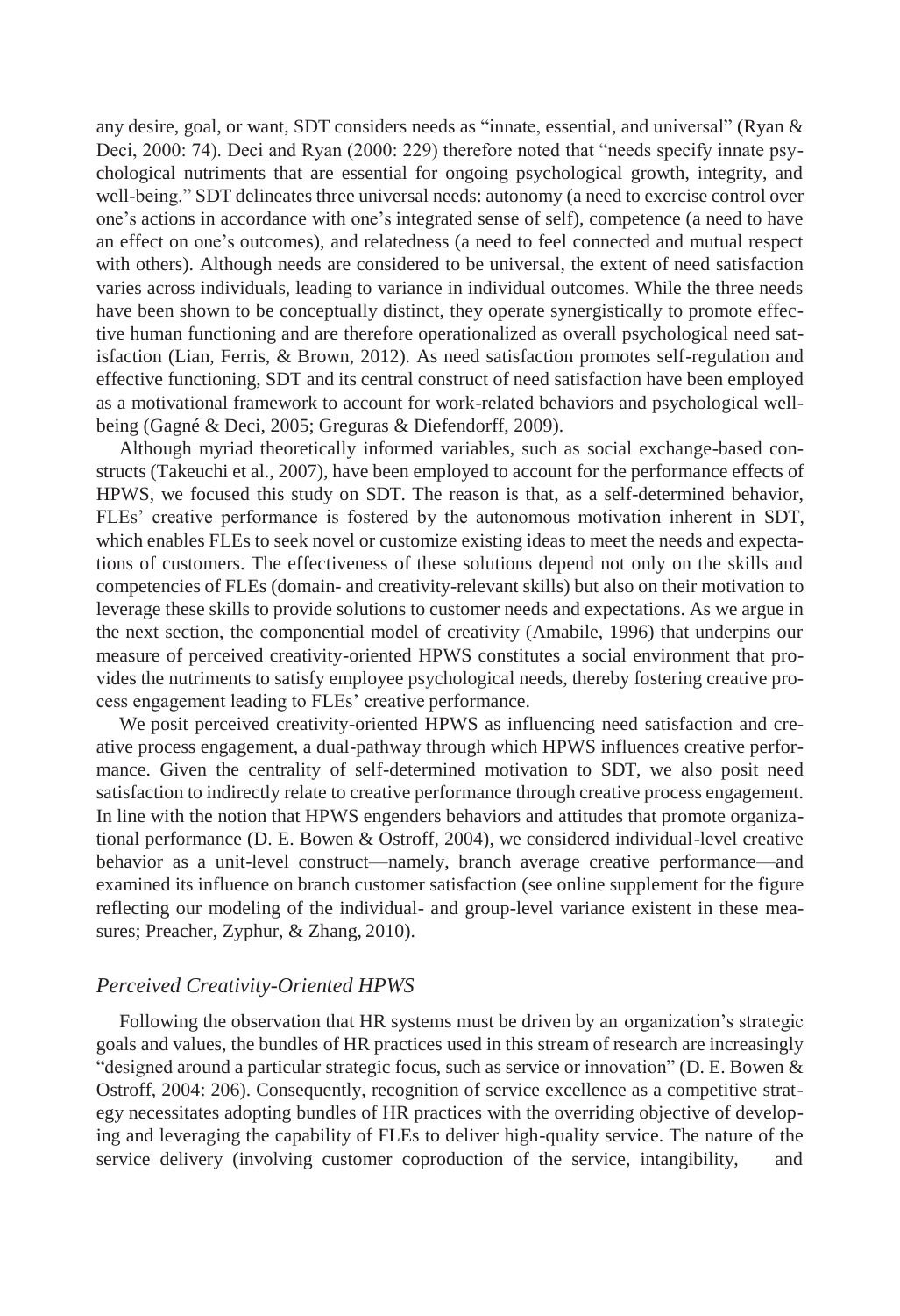any desire, goal, or want, SDT considers needs as "innate, essential, and universal" (Ryan & Deci, 2000: 74). Deci and Ryan (2000: 229) therefore noted that "needs specify innate psychological nutriments that are essential for ongoing psychological growth, integrity, and well-being." SDT delineates three universal needs: autonomy (a need to exercise control over one's actions in accordance with one's integrated sense of self), competence (a need to have an effect on one's outcomes), and relatedness (a need to feel connected and mutual respect with others). Although needs are considered to be universal, the extent of need satisfaction varies across individuals, leading to variance in individual outcomes. While the three needs have been shown to be conceptually distinct, they operate synergistically to promote effective human functioning and are therefore operationalized as overall psychological need satisfaction (Lian, Ferris, & Brown, 2012). As need satisfaction promotes self-regulation and effective functioning, SDT and its central construct of need satisfaction have been employed as a motivational framework to account for work-related behaviors and psychological well-being (Gagné & Deci, 2005; Greguras & Diefendorff, 2009).

Although myriad theoretically informed variables, such as social exchange-based constructs (Takeuchi et al., 2007), have been employed to account for the performance effects of HPWS, we focused this study on SDT. The reason is that, as a self-determined behavior, FLEs' creative performance is fostered by the autonomous motivation inherent in SDT, which enables FLEs to seek novel or customize existing ideas to meet the needs and expectations of customers. The effectiveness of these solutions depend not only on the skills and competencies of FLEs (domain- and creativity-relevant skills) but also on their motivation to leverage these skills to provide solutions to customer needs and expectations. As we argue in the next section, the componential model of creativity (Amabile, 1996) that underpins our measure of perceived creativity-oriented HPWS constitutes a social environment that provides the nutriments to satisfy employee psychological needs, thereby fostering creative process engagement leading to FLEs' creative performance.

We posit perceived creativity-oriented HPWS as influencing need satisfaction and creative process engagement, a dual-pathway through which HPWS influences creative performance. Given the centrality of self-determined motivation to SDT, we also posit need satisfaction to indirectly relate to creative performance through creative process engagement. In line with the notion that HPWS engenders behaviors and attitudes that promote organizational performance (D. E. Bowen & Ostroff, 2004), we considered individual-level creative behavior as a unit-level construct—namely, branch average creative performance—and examined its influence on branch customer satisfaction (see online supplement for the figure reflecting our modeling of the individual- and group-level variance existent in these measures; Preacher, Zyphur, & Zhang, 2010).

### *Perceived Creativity-Oriented HPWS*

Following the observation that HR systems must be driven by an organization's strategic goals and values, the bundles of HR practices used in this stream of research are increasingly "designed around a particular strategic focus, such as service or innovation" (D. E. Bowen & Ostroff, 2004: 206). Consequently, recognition of service excellence as a competitive strategy necessitates adopting bundles of HR practices with the overriding objective of developing and leveraging the capability of FLEs to deliver high-quality service. The nature of the service delivery (involving customer coproduction of the service, intangibility, and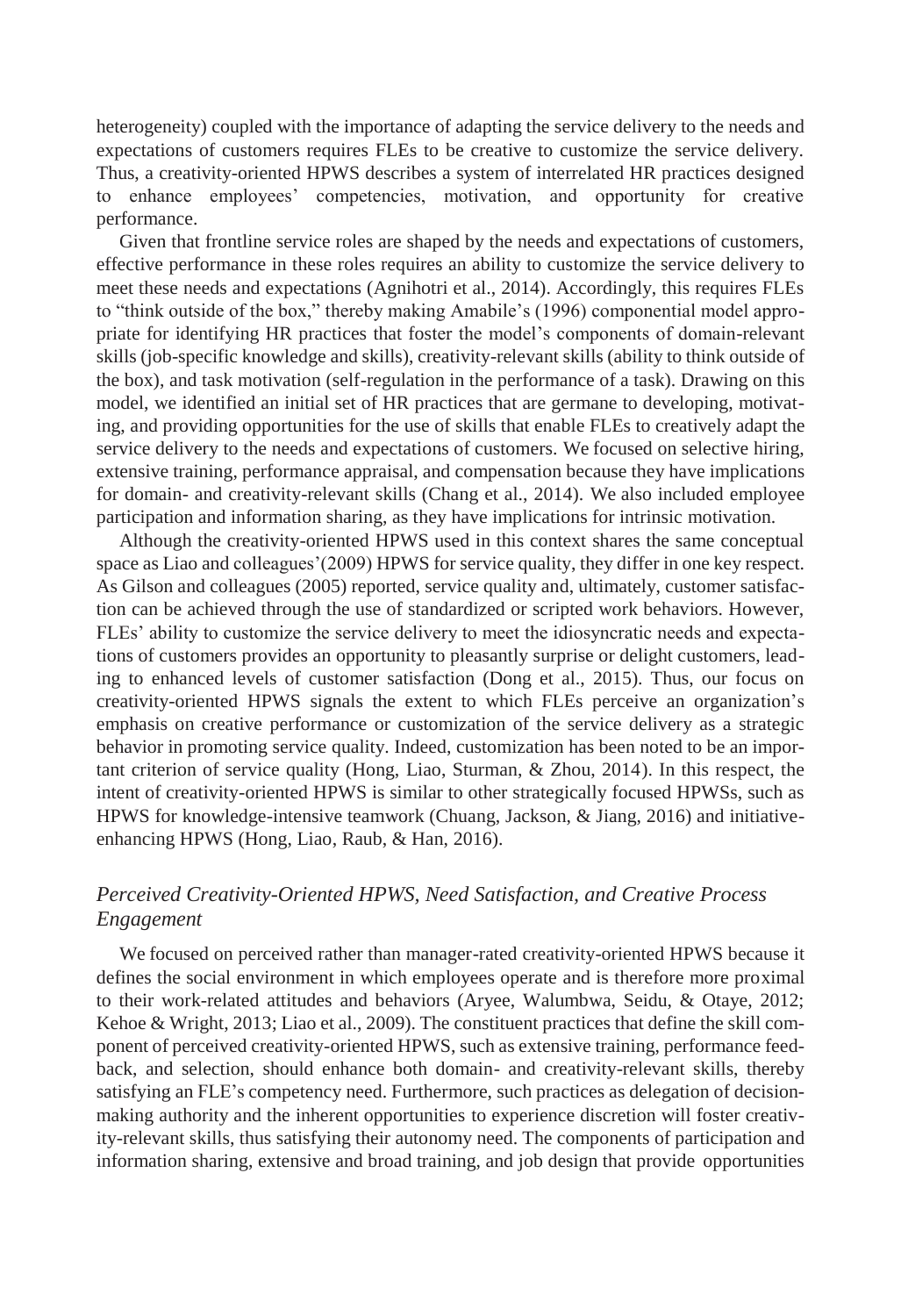heterogeneity) coupled with the importance of adapting the service delivery to the needs and expectations of customers requires FLEs to be creative to customize the service delivery. Thus, a creativity-oriented HPWS describes a system of interrelated HR practices designed to enhance employees' competencies, motivation, and opportunity for creative performance.

Given that frontline service roles are shaped by the needs and expectations of customers, effective performance in these roles requires an ability to customize the service delivery to meet these needs and expectations (Agnihotri et al., 2014). Accordingly, this requires FLEs to "think outside of the box," thereby making Amabile's (1996) componential model appropriate for identifying HR practices that foster the model's components of domain-relevant skills (job-specific knowledge and skills), creativity-relevant skills (ability to think outside of the box), and task motivation (self-regulation in the performance of a task). Drawing on this model, we identified an initial set of HR practices that are germane to developing, motivating, and providing opportunities for the use of skills that enable FLEs to creatively adapt the service delivery to the needs and expectations of customers. We focused on selective hiring, extensive training, performance appraisal, and compensation because they have implications for domain- and creativity-relevant skills (Chang et al., 2014). We also included employee participation and information sharing, as they have implications for intrinsic motivation.

Although the creativity-oriented HPWS used in this context shares the same conceptual space as Liao and colleagues'(2009) HPWS for service quality, they differ in one key respect. As Gilson and colleagues (2005) reported, service quality and, ultimately, customer satisfaction can be achieved through the use of standardized or scripted work behaviors. However, FLEs' ability to customize the service delivery to meet the idiosyncratic needs and expectations of customers provides an opportunity to pleasantly surprise or delight customers, leading to enhanced levels of customer satisfaction (Dong et al., 2015). Thus, our focus on creativity-oriented HPWS signals the extent to which FLEs perceive an organization's emphasis on creative performance or customization of the service delivery as a strategic behavior in promoting service quality. Indeed, customization has been noted to be an important criterion of service quality (Hong, Liao, Sturman, & Zhou, 2014). In this respect, the intent of creativity-oriented HPWS is similar to other strategically focused HPWSs, such as HPWS for knowledge-intensive teamwork (Chuang, Jackson, & Jiang, 2016) and initiative-enhancing HPWS (Hong, Liao, Raub, & Han, 2016).

### *Perceived Creativity-Oriented HPWS, Need Satisfaction, and Creative Process Engagement*

We focused on perceived rather than manager-rated creativity-oriented HPWS because it defines the social environment in which employees operate and is therefore more proximal to their work-related attitudes and behaviors (Aryee, Walumbwa, Seidu, & Otaye, 2012; Kehoe & Wright, 2013; Liao et al., 2009). The constituent practices that define the skill component of perceived creativity-oriented HPWS, such as extensive training, performance feedback, and selection, should enhance both domain- and creativity-relevant skills, thereby satisfying an FLE's competency need. Furthermore, such practices as delegation of decision-making authority and the inherent opportunities to experience discretion will foster creativity-relevant skills, thus satisfying their autonomy need. The components of participation and information sharing, extensive and broad training, and job design that provide opportunities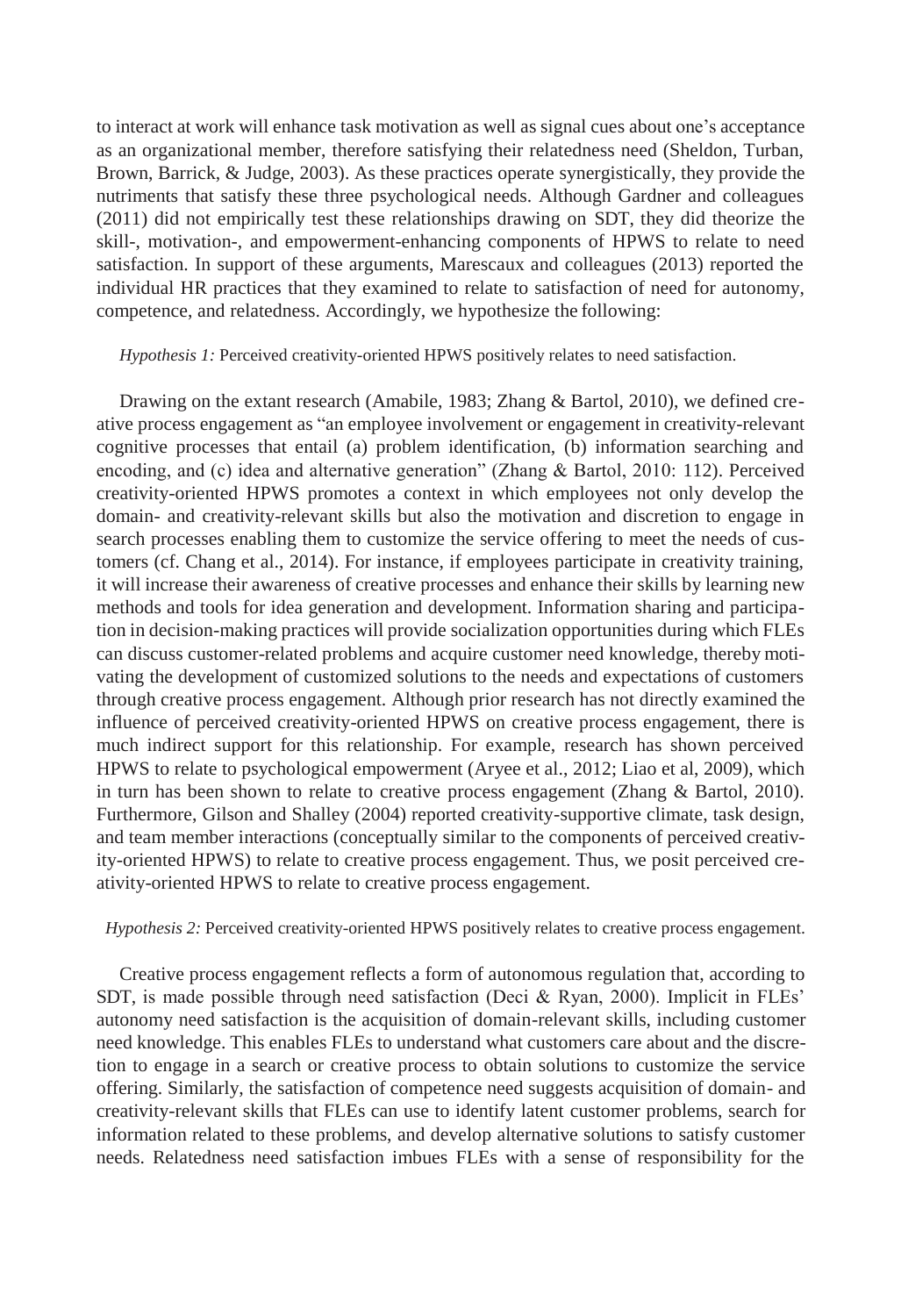to interact at work will enhance task motivation as well as signal cues about one's acceptance as an organizational member, therefore satisfying their relatedness need (Sheldon, Turban, Brown, Barrick, & Judge, 2003). As these practices operate synergistically, they provide the nutriments that satisfy these three psychological needs. Although Gardner and colleagues (2011) did not empirically test these relationships drawing on SDT, they did theorize the skill-, motivation-, and empowerment-enhancing components of HPWS to relate to need satisfaction. In support of these arguments, Marescaux and colleagues (2013) reported the individual HR practices that they examined to relate to satisfaction of need for autonomy, competence, and relatedness. Accordingly, we hypothesize the following:

*Hypothesis 1:* Perceived creativity-oriented HPWS positively relates to need satisfaction.

Drawing on the extant research (Amabile, 1983; Zhang & Bartol, 2010), we defined creative process engagement as "an employee involvement or engagement in creativity-relevant cognitive processes that entail (a) problem identification, (b) information searching and encoding, and (c) idea and alternative generation" (Zhang & Bartol, 2010: 112). Perceived creativity-oriented HPWS promotes a context in which employees not only develop the domain- and creativity-relevant skills but also the motivation and discretion to engage in search processes enabling them to customize the service offering to meet the needs of customers (cf. Chang et al., 2014). For instance, if employees participate in creativity training, it will increase their awareness of creative processes and enhance their skills by learning new methods and tools for idea generation and development. Information sharing and participation in decision-making practices will provide socialization opportunities during which FLEs can discuss customer-related problems and acquire customer need knowledge, thereby motivating the development of customized solutions to the needs and expectations of customers through creative process engagement. Although prior research has not directly examined the influence of perceived creativity-oriented HPWS on creative process engagement, there is much indirect support for this relationship. For example, research has shown perceived HPWS to relate to psychological empowerment (Aryee et al., 2012; Liao et al, 2009), which in turn has been shown to relate to creative process engagement (Zhang & Bartol, 2010). Furthermore, Gilson and Shalley (2004) reported creativity-supportive climate, task design, and team member interactions (conceptually similar to the components of perceived creativity-oriented HPWS) to relate to creative process engagement. Thus, we posit perceived creativity-oriented HPWS to relate to creative process engagement.

*Hypothesis 2:* Perceived creativity-oriented HPWS positively relates to creative process engagement.

Creative process engagement reflects a form of autonomous regulation that, according to SDT, is made possible through need satisfaction (Deci & Ryan, 2000). Implicit in FLEs' autonomy need satisfaction is the acquisition of domain-relevant skills, including customer need knowledge. This enables FLEs to understand what customers care about and the discretion to engage in a search or creative process to obtain solutions to customize the service offering. Similarly, the satisfaction of competence need suggests acquisition of domain- and creativity-relevant skills that FLEs can use to identify latent customer problems, search for information related to these problems, and develop alternative solutions to satisfy customer needs. Relatedness need satisfaction imbues FLEs with a sense of responsibility for the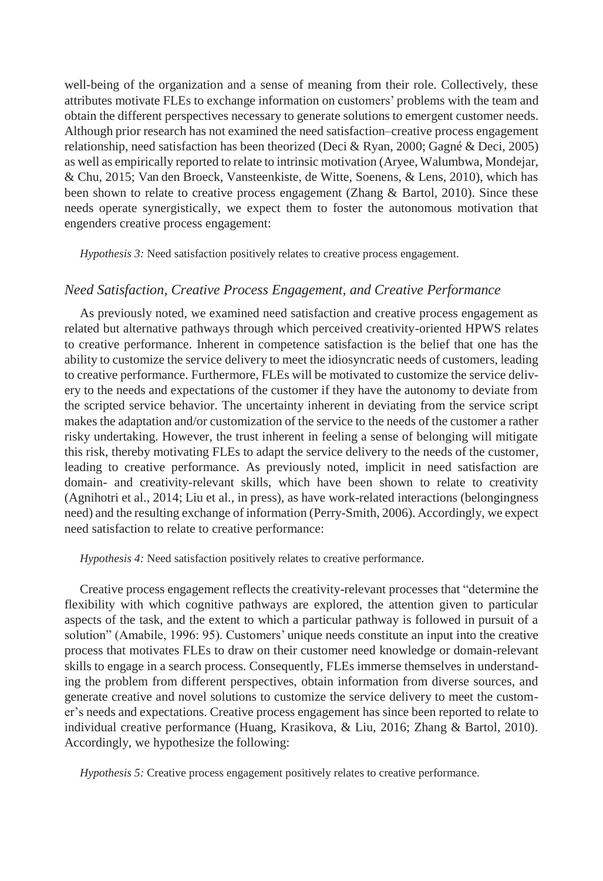well-being of the organization and a sense of meaning from their role. Collectively, these attributes motivate FLEs to exchange information on customers' problems with the team and obtain the different perspectives necessary to generate solutions to emergent customer needs. Although prior research has not examined the need satisfaction–creative process engagement relationship, need satisfaction has been theorized (Deci & Ryan, 2000; Gagné & Deci, 2005) as well as empirically reported to relate to intrinsic motivation (Aryee, Walumbwa, Mondejar, & Chu, 2015; Van den Broeck, Vansteenkiste, de Witte, Soenens, & Lens, 2010), which has been shown to relate to creative process engagement (Zhang & Bartol, 2010). Since these needs operate synergistically, we expect them to foster the autonomous motivation that engenders creative process engagement:

*Hypothesis 3:* Need satisfaction positively relates to creative process engagement.

### *Need Satisfaction, Creative Process Engagement, and Creative Performance*

As previously noted, we examined need satisfaction and creative process engagement as related but alternative pathways through which perceived creativity-oriented HPWS relates to creative performance. Inherent in competence satisfaction is the belief that one has the ability to customize the service delivery to meet the idiosyncratic needs of customers, leading to creative performance. Furthermore, FLEs will be motivated to customize the service delivery to the needs and expectations of the customer if they have the autonomy to deviate from the scripted service behavior. The uncertainty inherent in deviating from the service script makes the adaptation and/or customization of the service to the needs of the customer a rather risky undertaking. However, the trust inherent in feeling a sense of belonging will mitigate this risk, thereby motivating FLEs to adapt the service delivery to the needs of the customer, leading to creative performance. As previously noted, implicit in need satisfaction are domain- and creativity-relevant skills, which have been shown to relate to creativity (Agnihotri et al., 2014; Liu et al., in press), as have work-related interactions (belongingness need) and the resulting exchange of information (Perry-Smith, 2006). Accordingly, we expect need satisfaction to relate to creative performance:

*Hypothesis 4:* Need satisfaction positively relates to creative performance.

Creative process engagement reflects the creativity-relevant processes that "determine the flexibility with which cognitive pathways are explored, the attention given to particular aspects of the task, and the extent to which a particular pathway is followed in pursuit of a solution" (Amabile, 1996: 95). Customers' unique needs constitute an input into the creative process that motivates FLEs to draw on their customer need knowledge or domain-relevant skills to engage in a search process. Consequently, FLEs immerse themselves in understanding the problem from different perspectives, obtain information from diverse sources, and generate creative and novel solutions to customize the service delivery to meet the customer's needs and expectations. Creative process engagement has since been reported to relate to individual creative performance (Huang, Krasikova, & Liu, 2016; Zhang & Bartol, 2010). Accordingly, we hypothesize the following:

*Hypothesis 5:* Creative process engagement positively relates to creative performance.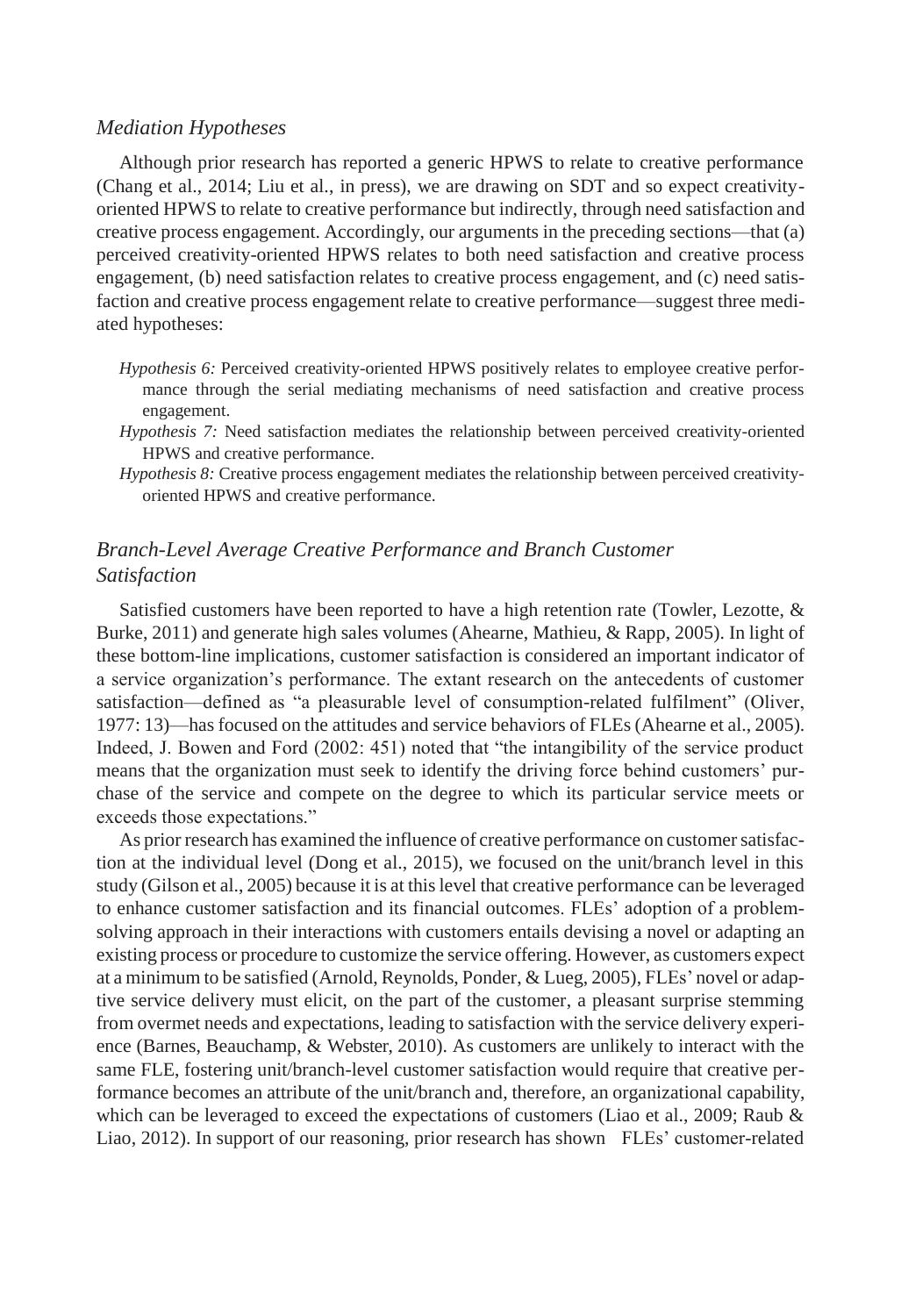### *Mediation Hypotheses*

Although prior research has reported a generic HPWS to relate to creative performance (Chang et al., 2014; Liu et al., in press), we are drawing on SDT and so expect creativity-oriented HPWS to relate to creative performance but indirectly, through need satisfaction and creative process engagement. Accordingly, our arguments in the preceding sections—that (a) perceived creativity-oriented HPWS relates to both need satisfaction and creative process engagement, (b) need satisfaction relates to creative process engagement, and (c) need satisfaction and creative process engagement relate to creative performance—suggest three mediated hypotheses:

*Hypothesis 6:* Perceived creativity-oriented HPWS positively relates to employee creative performance through the serial mediating mechanisms of need satisfaction and creative process engagement.

*Hypothesis 7:* Need satisfaction mediates the relationship between perceived creativity-oriented HPWS and creative performance.

*Hypothesis 8:* Creative process engagement mediates the relationship between perceived creativity-oriented HPWS and creative performance.

### *Branch-Level Average Creative Performance and Branch Customer Satisfaction*

Satisfied customers have been reported to have a high retention rate (Towler, Lezotte, & Burke, 2011) and generate high sales volumes (Ahearne, Mathieu, & Rapp, 2005). In light of these bottom-line implications, customer satisfaction is considered an important indicator of a service organization's performance. The extant research on the antecedents of customer satisfaction—defined as "a pleasurable level of consumption-related fulfilment" (Oliver, 1977: 13)—has focused on the attitudes and service behaviors of FLEs (Ahearne et al., 2005). Indeed, J. Bowen and Ford (2002: 451) noted that "the intangibility of the service product means that the organization must seek to identify the driving force behind customers' purchase of the service and compete on the degree to which its particular service meets or exceeds those expectations."

As prior research has examined the influence of creative performance on customer satisfaction at the individual level (Dong et al., 2015), we focused on the unit/branch level in this study (Gilson et al., 2005) because it is at this level that creative performance can be leveraged to enhance customer satisfaction and its financial outcomes. FLEs' adoption of a problem-solving approach in their interactions with customers entails devising a novel or adapting an existing process or procedure to customize the service offering. However, as customers expect at a minimum to be satisfied (Arnold, Reynolds, Ponder, & Lueg, 2005), FLEs' novel or adaptive service delivery must elicit, on the part of the customer, a pleasant surprise stemming from overmet needs and expectations, leading to satisfaction with the service delivery experience (Barnes, Beauchamp, & Webster, 2010). As customers are unlikely to interact with the same FLE, fostering unit/branch-level customer satisfaction would require that creative performance becomes an attribute of the unit/branch and, therefore, an organizational capability, which can be leveraged to exceed the expectations of customers (Liao et al., 2009; Raub & Liao, 2012). In support of our reasoning, prior research has shown FLEs' customer-related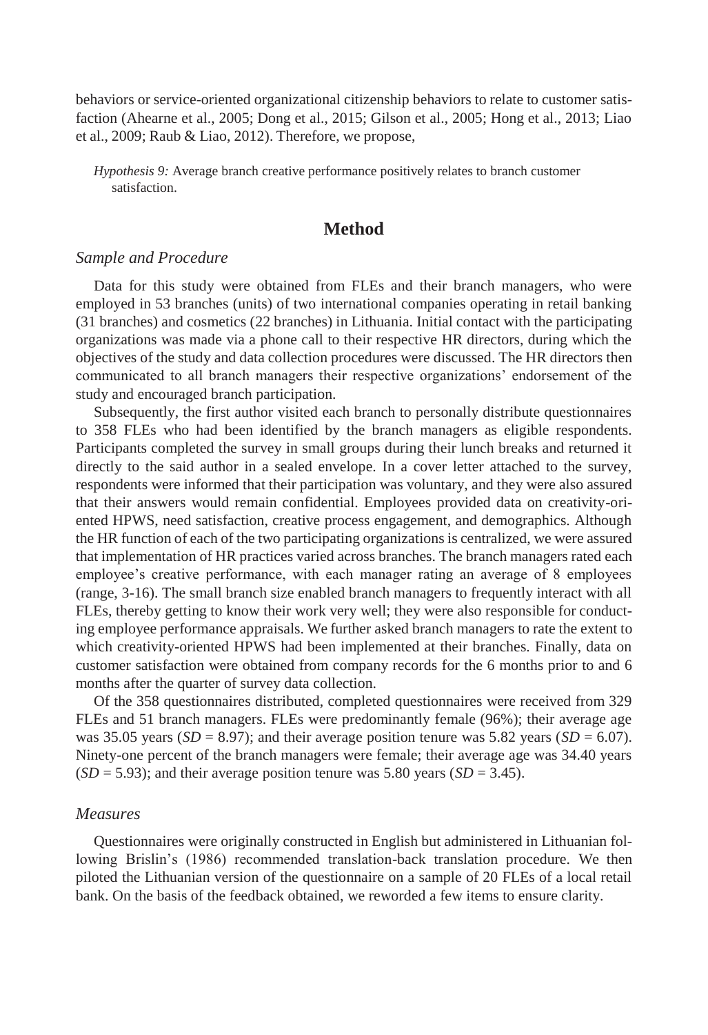behaviors or service-oriented organizational citizenship behaviors to relate to customer satisfaction (Ahearne et al., 2005; Dong et al., 2015; Gilson et al., 2005; Hong et al., 2013; Liao et al., 2009; Raub & Liao, 2012). Therefore, we propose,

*Hypothesis 9:* Average branch creative performance positively relates to branch customer satisfaction.

## Method

### *Sample and Procedure*

Data for this study were obtained from FLEs and their branch managers, who were employed in 53 branches (units) of two international companies operating in retail banking (31 branches) and cosmetics (22 branches) in Lithuania. Initial contact with the participating organizations was made via a phone call to their respective HR directors, during which the objectives of the study and data collection procedures were discussed. The HR directors then communicated to all branch managers their respective organizations' endorsement of the study and encouraged branch participation.

Subsequently, the first author visited each branch to personally distribute questionnaires to 358 FLEs who had been identified by the branch managers as eligible respondents. Participants completed the survey in small groups during their lunch breaks and returned it directly to the said author in a sealed envelope. In a cover letter attached to the survey, respondents were informed that their participation was voluntary, and they were also assured that their answers would remain confidential. Employees provided data on creativity-oriented HPWS, need satisfaction, creative process engagement, and demographics. Although the HR function of each of the two participating organizations is centralized, we were assured that implementation of HR practices varied across branches. The branch managers rated each employee's creative performance, with each manager rating an average of 8 employees (range, 3-16). The small branch size enabled branch managers to frequently interact with all FLEs, thereby getting to know their work very well; they were also responsible for conducting employee performance appraisals. We further asked branch managers to rate the extent to which creativity-oriented HPWS had been implemented at their branches. Finally, data on customer satisfaction were obtained from company records for the 6 months prior to and 6 months after the quarter of survey data collection.

Of the 358 questionnaires distributed, completed questionnaires were received from 329 FLEs and 51 branch managers. FLEs were predominantly female (96%); their average age was 35.05 years (*SD* = 8.97); and their average position tenure was 5.82 years (*SD* = 6.07). Ninety-one percent of the branch managers were female; their average age was 34.40 years (*SD* = 5.93); and their average position tenure was 5.80 years (*SD* = 3.45).

### *Measures*

Questionnaires were originally constructed in English but administered in Lithuanian following Brislin's (1986) recommended translation-back translation procedure. We then piloted the Lithuanian version of the questionnaire on a sample of 20 FLEs of a local retail bank. On the basis of the feedback obtained, we reworded a few items to ensure clarity.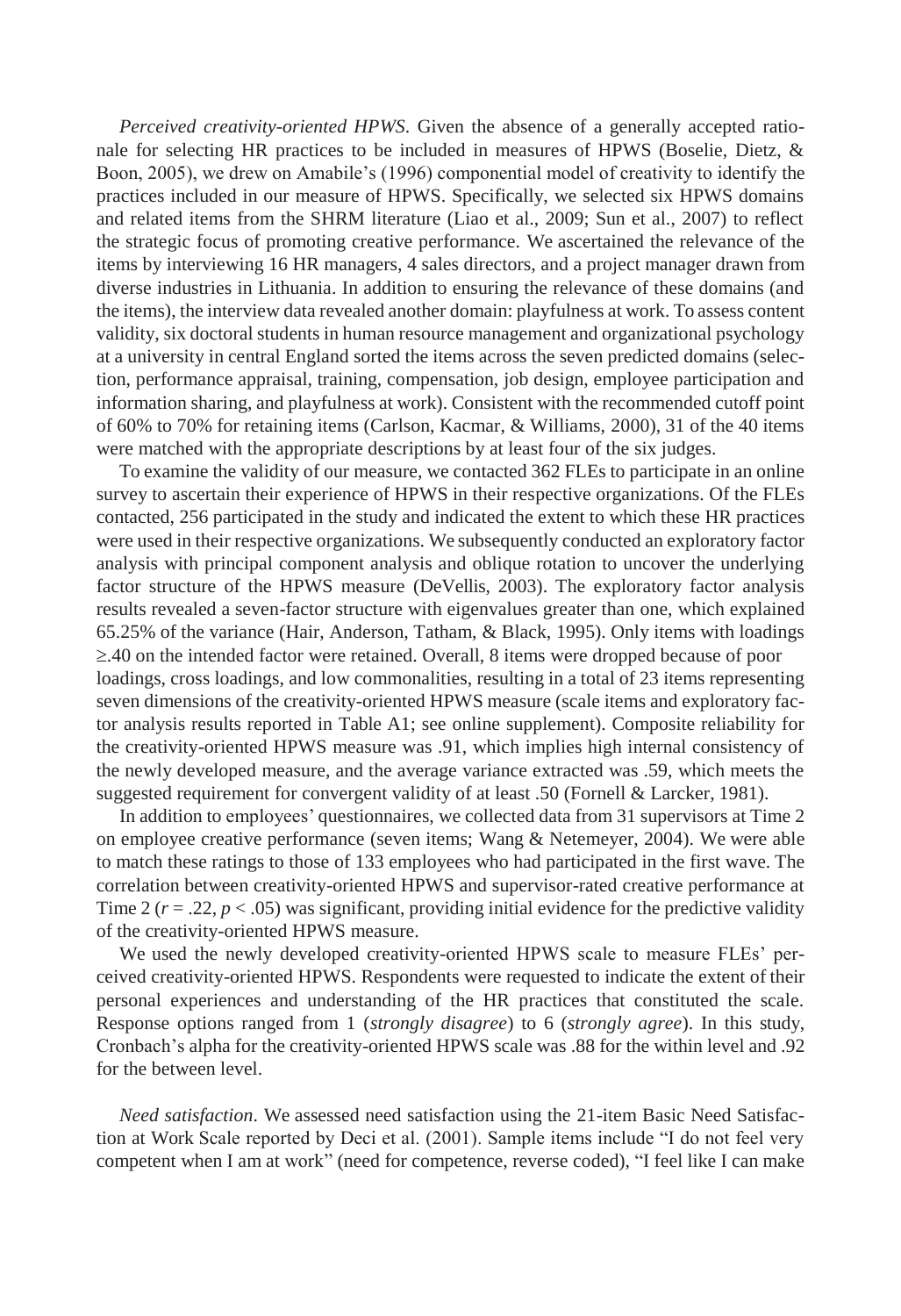*Perceived creativity-oriented HPWS*. Given the absence of a generally accepted rationale for selecting HR practices to be included in measures of HPWS (Boselie, Dietz, & Boon, 2005), we drew on Amabile's (1996) componential model of creativity to identify the practices included in our measure of HPWS. Specifically, we selected six HPWS domains and related items from the SHRM literature (Liao et al., 2009; Sun et al., 2007) to reflect the strategic focus of promoting creative performance. We ascertained the relevance of the items by interviewing 16 HR managers, 4 sales directors, and a project manager drawn from diverse industries in Lithuania. In addition to ensuring the relevance of these domains (and the items), the interview data revealed another domain: playfulness at work. To assess content validity, six doctoral students in human resource management and organizational psychology at a university in central England sorted the items across the seven predicted domains (selection, performance appraisal, training, compensation, job design, employee participation and information sharing, and playfulness at work). Consistent with the recommended cutoff point of 60% to 70% for retaining items (Carlson, Kacmar, & Williams, 2000), 31 of the 40 items were matched with the appropriate descriptions by at least four of the six judges.

To examine the validity of our measure, we contacted 362 FLEs to participate in an online survey to ascertain their experience of HPWS in their respective organizations. Of the FLEs contacted, 256 participated in the study and indicated the extent to which these HR practices were used in their respective organizations. We subsequently conducted an exploratory factor analysis with principal component analysis and oblique rotation to uncover the underlying factor structure of the HPWS measure (DeVellis, 2003). The exploratory factor analysis results revealed a seven-factor structure with eigenvalues greater than one, which explained 65.25% of the variance (Hair, Anderson, Tatham, & Black, 1995). Only items with loadings ≥.40 on the intended factor were retained. Overall, 8 items were dropped because of poor loadings, cross loadings, and low commonalities, resulting in a total of 23 items representing seven dimensions of the creativity-oriented HPWS measure (scale items and exploratory factor analysis results reported in Table A1; see online supplement). Composite reliability for the creativity-oriented HPWS measure was .91, which implies high internal consistency of the newly developed measure, and the average variance extracted was .59, which meets the suggested requirement for convergent validity of at least .50 (Fornell & Larcker, 1981).

In addition to employees' questionnaires, we collected data from 31 supervisors at Time 2 on employee creative performance (seven items; Wang & Netemeyer, 2004). We were able to match these ratings to those of 133 employees who had participated in the first wave. The correlation between creativity-oriented HPWS and supervisor-rated creative performance at Time 2 ($r = .22$, $p < .05$) was significant, providing initial evidence for the predictive validity of the creativity-oriented HPWS measure.

We used the newly developed creativity-oriented HPWS scale to measure FLEs' perceived creativity-oriented HPWS. Respondents were requested to indicate the extent of their personal experiences and understanding of the HR practices that constituted the scale. Response options ranged from 1 (*strongly disagree*) to 6 (*strongly agree*). In this study, Cronbach's alpha for the creativity-oriented HPWS scale was .88 for the within level and .92 for the between level.

*Need satisfaction*. We assessed need satisfaction using the 21-item Basic Need Satisfaction at Work Scale reported by Deci et al. (2001). Sample items include "I do not feel very competent when I am at work" (need for competence, reverse coded), "I feel like I can make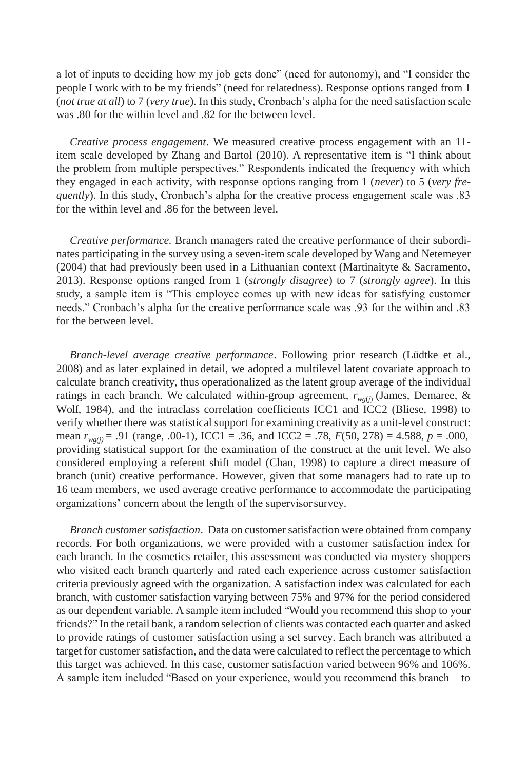a lot of inputs to deciding how my job gets done" (need for autonomy), and "I consider the people I work with to be my friends" (need for relatedness). Response options ranged from 1 (*not true at all*) to 7 (*very true*). In this study, Cronbach's alpha for the need satisfaction scale was .80 for the within level and .82 for the between level.

*Creative process engagement*. We measured creative process engagement with an 11-item scale developed by Zhang and Bartol (2010). A representative item is "I think about the problem from multiple perspectives." Respondents indicated the frequency with which they engaged in each activity, with response options ranging from 1 (*never*) to 5 (*very frequently*). In this study, Cronbach's alpha for the creative process engagement scale was .83 for the within level and .86 for the between level.

*Creative performance.* Branch managers rated the creative performance of their subordinates participating in the survey using a seven-item scale developed by Wang and Netemeyer (2004) that had previously been used in a Lithuanian context (Martinaityte & Sacramento, 2013). Response options ranged from 1 (*strongly disagree*) to 7 (*strongly agree*). In this study, a sample item is "This employee comes up with new ideas for satisfying customer needs." Cronbach's alpha for the creative performance scale was .93 for the within and .83 for the between level.

*Branch-level average creative performance*. Following prior research (Lüdtke et al., 2008) and as later explained in detail, we adopted a multilevel latent covariate approach to calculate branch creativity, thus operationalized as the latent group average of the individual ratings in each branch. We calculated within-group agreement, $r_{wg(j)}$ (James, Demaree, & Wolf, 1984), and the intraclass correlation coefficients ICC1 and ICC2 (Bliese, 1998) to verify whether there was statistical support for examining creativity as a unit-level construct: mean $r_{wg(j)} = .91$ (range, .00-1), ICC1 = .36, and ICC2 = .78, $F(50, 278) = 4.588$, $p = .000$, providing statistical support for the examination of the construct at the unit level. We also considered employing a referent shift model (Chan, 1998) to capture a direct measure of branch (unit) creative performance. However, given that some managers had to rate up to 16 team members, we used average creative performance to accommodate the participating organizations' concern about the length of the supervisor survey.

*Branch customer satisfaction*. Data on customer satisfaction were obtained from company records. For both organizations, we were provided with a customer satisfaction index for each branch. In the cosmetics retailer, this assessment was conducted via mystery shoppers who visited each branch quarterly and rated each experience across customer satisfaction criteria previously agreed with the organization. A satisfaction index was calculated for each branch, with customer satisfaction varying between 75% and 97% for the period considered as our dependent variable. A sample item included "Would you recommend this shop to your friends?" In the retail bank, a random selection of clients was contacted each quarter and asked to provide ratings of customer satisfaction using a set survey. Each branch was attributed a target for customer satisfaction, and the data were calculated to reflect the percentage to which this target was achieved. In this case, customer satisfaction varied between 96% and 106%. A sample item included "Based on your experience, would you recommend this branch to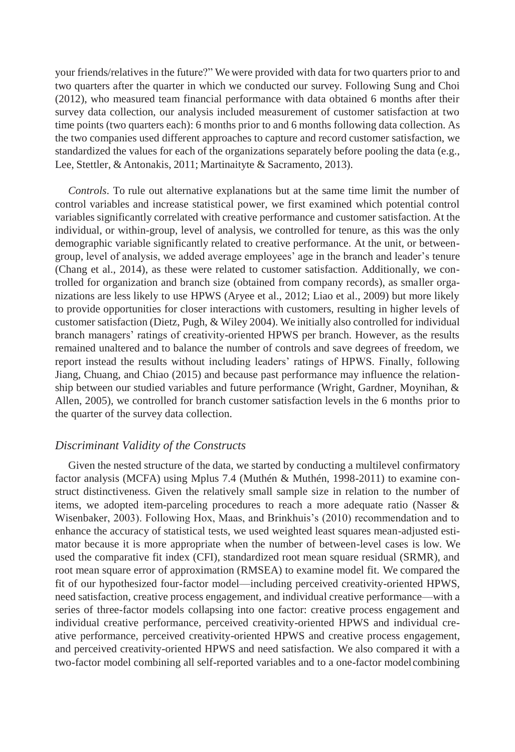your friends/relatives in the future?" We were provided with data for two quarters prior to and two quarters after the quarter in which we conducted our survey. Following Sung and Choi (2012), who measured team financial performance with data obtained 6 months after their survey data collection, our analysis included measurement of customer satisfaction at two time points (two quarters each): 6 months prior to and 6 months following data collection. As the two companies used different approaches to capture and record customer satisfaction, we standardized the values for each of the organizations separately before pooling the data (e.g., Lee, Stettler, & Antonakis, 2011; Martinaityte & Sacramento, 2013).

*Controls*. To rule out alternative explanations but at the same time limit the number of control variables and increase statistical power, we first examined which potential control variables significantly correlated with creative performance and customer satisfaction. At the individual, or within-group, level of analysis, we controlled for tenure, as this was the only demographic variable significantly related to creative performance. At the unit, or between-group, level of analysis, we added average employees' age in the branch and leader's tenure (Chang et al., 2014), as these were related to customer satisfaction. Additionally, we controlled for organization and branch size (obtained from company records), as smaller organizations are less likely to use HPWS (Aryee et al., 2012; Liao et al., 2009) but more likely to provide opportunities for closer interactions with customers, resulting in higher levels of customer satisfaction (Dietz, Pugh, & Wiley 2004). We initially also controlled for individual branch managers' ratings of creativity-oriented HPWS per branch. However, as the results remained unaltered and to balance the number of controls and save degrees of freedom, we report instead the results without including leaders' ratings of HPWS. Finally, following Jiang, Chuang, and Chiao (2015) and because past performance may influence the relationship between our studied variables and future performance (Wright, Gardner, Moynihan, & Allen, 2005), we controlled for branch customer satisfaction levels in the 6 months prior to the quarter of the survey data collection.

## *Discriminant Validity of the Constructs*

Given the nested structure of the data, we started by conducting a multilevel confirmatory factor analysis (MCFA) using Mplus 7.4 (Muthén & Muthén, 1998-2011) to examine construct distinctiveness. Given the relatively small sample size in relation to the number of items, we adopted item-parceling procedures to reach a more adequate ratio (Nasser & Wisenbaker, 2003). Following Hox, Maas, and Brinkhuis's (2010) recommendation and to enhance the accuracy of statistical tests, we used weighted least squares mean-adjusted estimator because it is more appropriate when the number of between-level cases is low. We used the comparative fit index (CFI), standardized root mean square residual (SRMR), and root mean square error of approximation (RMSEA) to examine model fit. We compared the fit of our hypothesized four-factor model—including perceived creativity-oriented HPWS, need satisfaction, creative process engagement, and individual creative performance—with a series of three-factor models collapsing into one factor: creative process engagement and individual creative performance, perceived creativity-oriented HPWS and individual creative performance, perceived creativity-oriented HPWS and creative process engagement, and perceived creativity-oriented HPWS and need satisfaction. We also compared it with a two-factor model combining all self-reported variables and to a one-factor model combining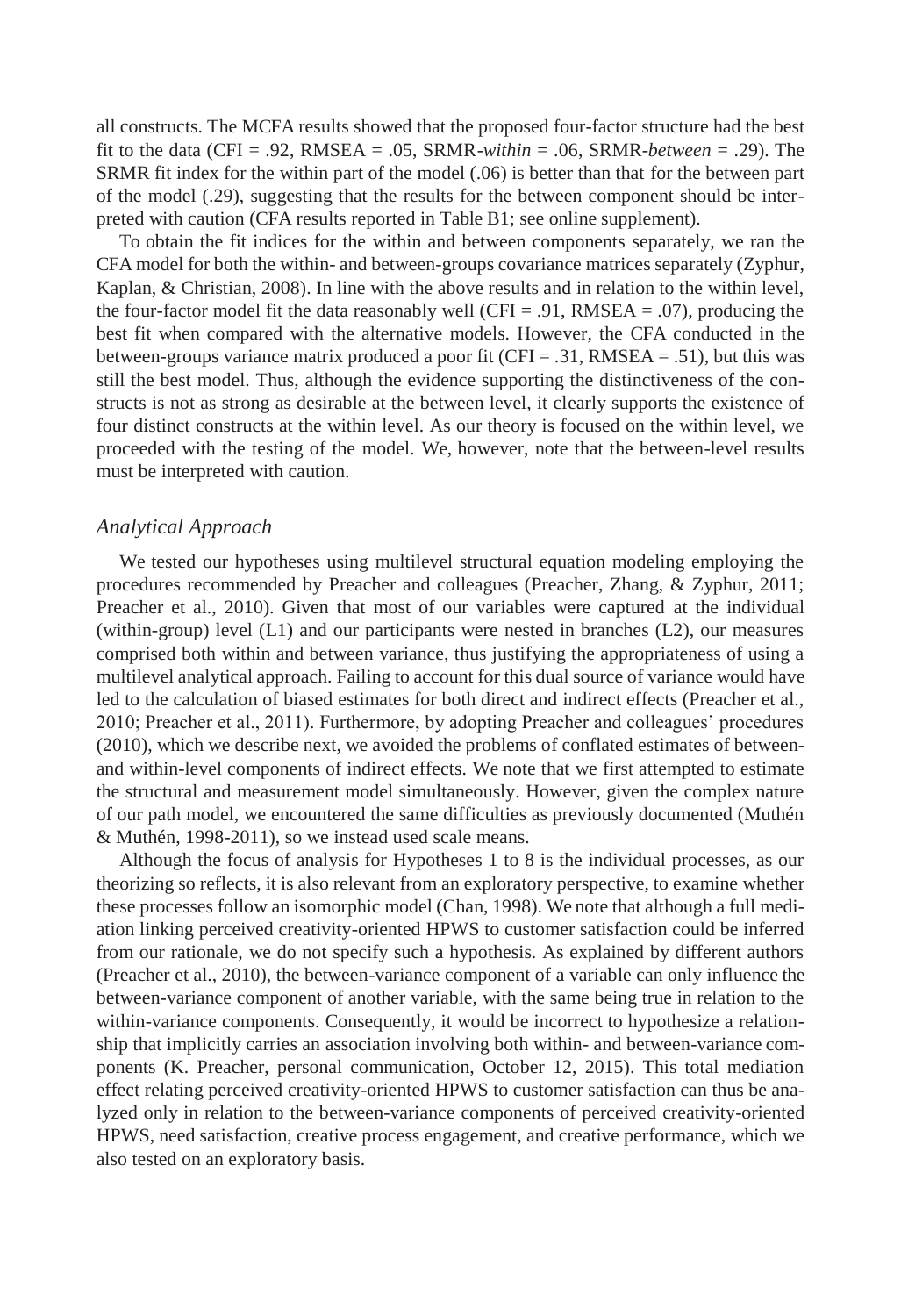all constructs. The MCFA results showed that the proposed four-factor structure had the best fit to the data (CFI = .92, RMSEA = .05, SRMR-*within* = .06, SRMR-*between* = .29). The SRMR fit index for the within part of the model (.06) is better than that for the between part of the model (.29), suggesting that the results for the between component should be interpreted with caution (CFA results reported in Table B1; see online supplement).

To obtain the fit indices for the within and between components separately, we ran the CFA model for both the within- and between-groups covariance matrices separately (Zyphur, Kaplan, & Christian, 2008). In line with the above results and in relation to the within level, the four-factor model fit the data reasonably well (CFI = .91, RMSEA = .07), producing the best fit when compared with the alternative models. However, the CFA conducted in the between-groups variance matrix produced a poor fit (CFI = .31, RMSEA = .51), but this was still the best model. Thus, although the evidence supporting the distinctiveness of the constructs is not as strong as desirable at the between level, it clearly supports the existence of four distinct constructs at the within level. As our theory is focused on the within level, we proceeded with the testing of the model. We, however, note that the between-level results must be interpreted with caution.

### *Analytical Approach*

We tested our hypotheses using multilevel structural equation modeling employing the procedures recommended by Preacher and colleagues (Preacher, Zhang, & Zyphur, 2011; Preacher et al., 2010). Given that most of our variables were captured at the individual (within-group) level (L1) and our participants were nested in branches (L2), our measures comprised both within and between variance, thus justifying the appropriateness of using a multilevel analytical approach. Failing to account for this dual source of variance would have led to the calculation of biased estimates for both direct and indirect effects (Preacher et al., 2010; Preacher et al., 2011). Furthermore, by adopting Preacher and colleagues' procedures (2010), which we describe next, we avoided the problems of conflated estimates of between- and within-level components of indirect effects. We note that we first attempted to estimate the structural and measurement model simultaneously. However, given the complex nature of our path model, we encountered the same difficulties as previously documented (Muthén & Muthén, 1998-2011), so we instead used scale means.

Although the focus of analysis for Hypotheses 1 to 8 is the individual processes, as our theorizing so reflects, it is also relevant from an exploratory perspective, to examine whether these processes follow an isomorphic model (Chan, 1998). We note that although a full mediation linking perceived creativity-oriented HPWS to customer satisfaction could be inferred from our rationale, we do not specify such a hypothesis. As explained by different authors (Preacher et al., 2010), the between-variance component of a variable can only influence the between-variance component of another variable, with the same being true in relation to the within-variance components. Consequently, it would be incorrect to hypothesize a relationship that implicitly carries an association involving both within- and between-variance components (K. Preacher, personal communication, October 12, 2015). This total mediation effect relating perceived creativity-oriented HPWS to customer satisfaction can thus be analyzed only in relation to the between-variance components of perceived creativity-oriented HPWS, need satisfaction, creative process engagement, and creative performance, which we also tested on an exploratory basis.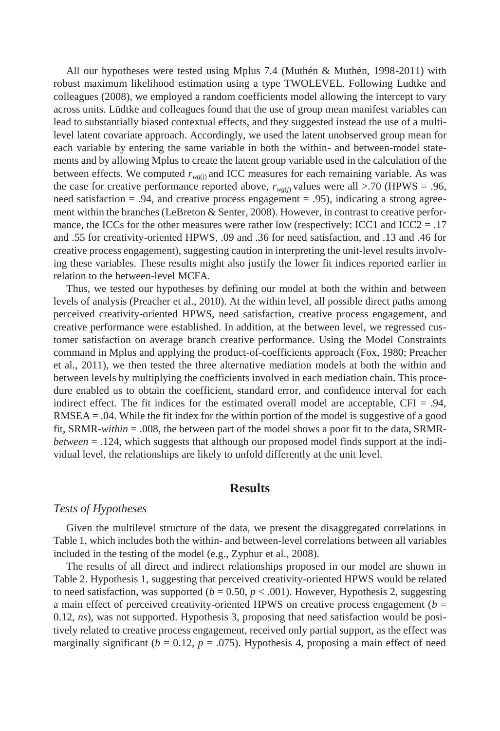All our hypotheses were tested using Mplus 7.4 (Muthén & Muthén, 1998-2011) with robust maximum likelihood estimation using a type TWOLEVEL. Following Ludtke and colleagues (2008), we employed a random coefficients model allowing the intercept to vary across units. Lüdtke and colleagues found that the use of group mean manifest variables can lead to substantially biased contextual effects, and they suggested instead the use of a multi-level latent covariate approach. Accordingly, we used the latent unobserved group mean for each variable by entering the same variable in both the within- and between-model statements and by allowing Mplus to create the latent group variable used in the calculation of the between effects. We computed $r_{wg(j)}$ and ICC measures for each remaining variable. As was the case for creative performance reported above, $r_{wg(j)}$ values were all >.70 (HPWS = .96, need satisfaction = .94, and creative process engagement = .95), indicating a strong agreement within the branches (LeBreton & Senter, 2008). However, in contrast to creative performance, the ICCs for the other measures were rather low (respectively: ICC1 and ICC2 = .17 and .55 for creativity-oriented HPWS, .09 and .36 for need satisfaction, and .13 and .46 for creative process engagement), suggesting caution in interpreting the unit-level results involving these variables. These results might also justify the lower fit indices reported earlier in relation to the between-level MCFA.

Thus, we tested our hypotheses by defining our model at both the within and between levels of analysis (Preacher et al., 2010). At the within level, all possible direct paths among perceived creativity-oriented HPWS, need satisfaction, creative process engagement, and creative performance were established. In addition, at the between level, we regressed customer satisfaction on average branch creative performance. Using the Model Constraints command in Mplus and applying the product-of-coefficients approach (Fox, 1980; Preacher et al., 2011), we then tested the three alternative mediation models at both the within and between levels by multiplying the coefficients involved in each mediation chain. This procedure enabled us to obtain the coefficient, standard error, and confidence interval for each indirect effect. The fit indices for the estimated overall model are acceptable, CFI = .94, RMSEA = .04. While the fit index for the within portion of the model is suggestive of a good fit, SRMR-*within* = .008, the between part of the model shows a poor fit to the data, SRMR-*between* = .124, which suggests that although our proposed model finds support at the individual level, the relationships are likely to unfold differently at the unit level.

## Results

### *Tests of Hypotheses*

Given the multilevel structure of the data, we present the disaggregated correlations in Table 1, which includes both the within- and between-level correlations between all variables included in the testing of the model (e.g., Zyphur et al., 2008).

The results of all direct and indirect relationships proposed in our model are shown in Table 2. Hypothesis 1, suggesting that perceived creativity-oriented HPWS would be related to need satisfaction, was supported ($b = 0.50$, $p < .001$). However, Hypothesis 2, suggesting a main effect of perceived creativity-oriented HPWS on creative process engagement ($b = 0.12$, *ns*), was not supported. Hypothesis 3, proposing that need satisfaction would be positively related to creative process engagement, received only partial support, as the effect was marginally significant ($b = 0.12$, $p = .075$). Hypothesis 4, proposing a main effect of need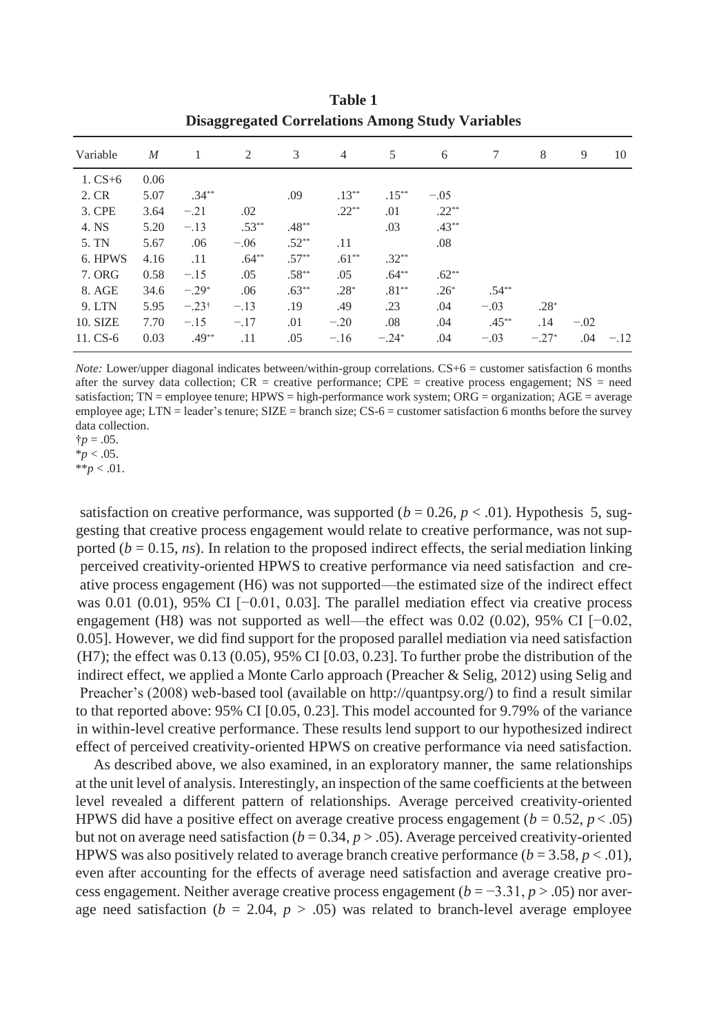**Table 1**
**Disaggregated Correlations Among Study Variables**

| Variable | *M* | 1 | 2 | 3 | 4 | 5 | 6 | 7 | 8 | 9 | 10 |
|---|---|---|---|---|---|---|---|---|---|---|---|
| 1. CS+6 | 0.06 | | | | | | | | | | |
| 2. CR | 5.07 | .34** | | .09 | .13** | .15** | −.05 | | | | |
| 3. CPE | 3.64 | −.21 | .02 | | .22** | .01 | .22** | | | | |
| 4. NS | 5.20 | −.13 | .53** | .48** | | .03 | .43** | | | | |
| 5. TN | 5.67 | .06 | −.06 | .52** | .11 | | .08 | | | | |
| 6. HPWS | 4.16 | .11 | .64** | .57** | .61** | .32** | | | | | |
| 7. ORG | 0.58 | −.15 | .05 | .58** | .05 | .64** | .62** | | | | |
| 8. AGE | 34.6 | −.29* | .06 | .63** | .28* | .81** | .26* | .54** | | | |
| 9. LTN | 5.95 | −.23† | −.13 | .19 | .49 | .23 | .04 | −.03 | .28* | | |
| 10. SIZE | 7.70 | −.15 | −.17 | .01 | −.20 | .08 | .04 | .45** | .14 | −.02 | |
| 11. CS-6 | 0.03 | .49** | .11 | .05 | −.16 | −.24* | .04 | −.03 | −.27* | .04 | −.12 |

*Note:* Lower/upper diagonal indicates between/within-group correlations. CS+6 = customer satisfaction 6 months after the survey data collection; CR = creative performance; CPE = creative process engagement; NS = need satisfaction; TN = employee tenure; HPWS = high-performance work system; ORG = organization; AGE = average employee age; LTN = leader's tenure; SIZE = branch size; CS-6 = customer satisfaction 6 months before the survey data collection.
†$p = .05$.
*$p < .05$.
**$p < .01$.

satisfaction on creative performance, was supported ($b = 0.26$, $p < .01$). Hypothesis 5, suggesting that creative process engagement would relate to creative performance, was not supported ($b = 0.15$, *ns*). In relation to the proposed indirect effects, the serial mediation linking perceived creativity-oriented HPWS to creative performance via need satisfaction and creative process engagement (H6) was not supported—the estimated size of the indirect effect was 0.01 (0.01), 95% CI [−0.01, 0.03]. The parallel mediation effect via creative process engagement (H8) was not supported as well—the effect was 0.02 (0.02), 95% CI [−0.02, 0.05]. However, we did find support for the proposed parallel mediation via need satisfaction (H7); the effect was 0.13 (0.05), 95% CI [0.03, 0.23]. To further probe the distribution of the indirect effect, we applied a Monte Carlo approach (Preacher & Selig, 2012) using Selig and Preacher's (2008) web-based tool (available on http://quantpsy.org/) to find a result similar to that reported above: 95% CI [0.05, 0.23]. This model accounted for 9.79% of the variance in within-level creative performance. These results lend support to our hypothesized indirect effect of perceived creativity-oriented HPWS on creative performance via need satisfaction.

As described above, we also examined, in an exploratory manner, the same relationships at the unit level of analysis. Interestingly, an inspection of the same coefficients at the between level revealed a different pattern of relationships. Average perceived creativity-oriented HPWS did have a positive effect on average creative process engagement ($b = 0.52$, $p < .05$) but not on average need satisfaction ($b = 0.34$, $p > .05$). Average perceived creativity-oriented HPWS was also positively related to average branch creative performance ($b = 3.58$, $p < .01$), even after accounting for the effects of average need satisfaction and average creative process engagement. Neither average creative process engagement ($b = −3.31$, $p > .05$) nor average need satisfaction ($b = 2.04$, $p > .05$) was related to branch-level average employee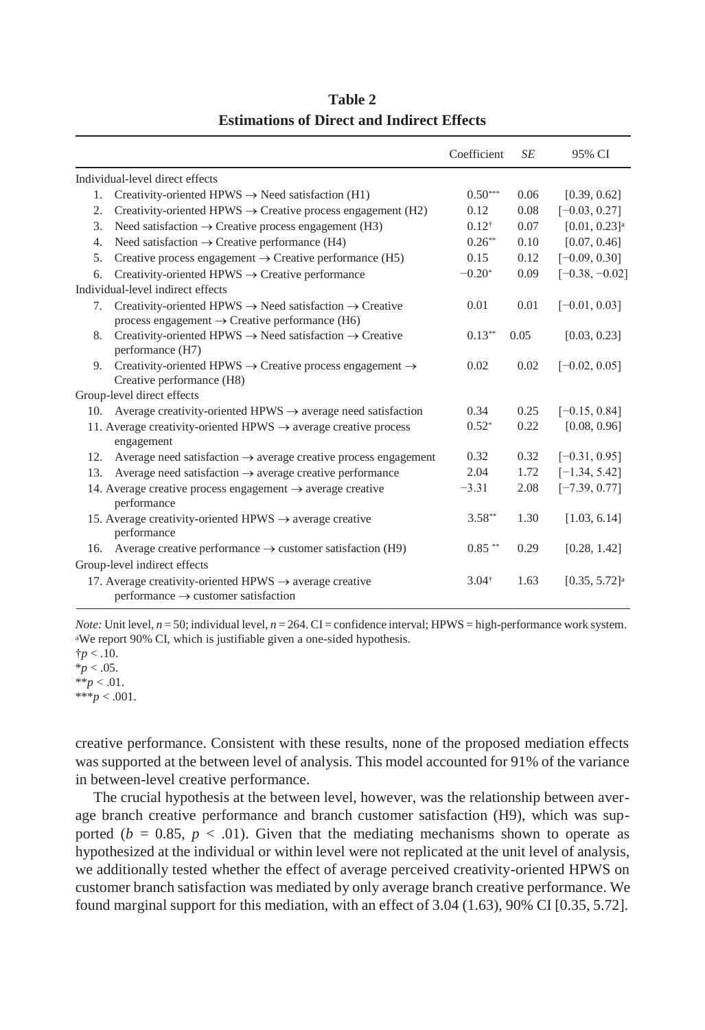**Table 2**
**Estimations of Direct and Indirect Effects**

| | Coefficient | *SE* | 95% CI |
|---|---|---|---|
| Individual-level direct effects | | | |
| 1. Creativity-oriented HPWS → Need satisfaction (H1) | 0.50*** | 0.06 | [0.39, 0.62] |
| 2. Creativity-oriented HPWS → Creative process engagement (H2) | 0.12 | 0.08 | [−0.03, 0.27] |
| 3. Need satisfaction → Creative process engagement (H3) | 0.12† | 0.07 | [0.01, 0.23][a] |
| 4. Need satisfaction → Creative performance (H4) | 0.26** | 0.10 | [0.07, 0.46] |
| 5. Creative process engagement → Creative performance (H5) | 0.15 | 0.12 | [−0.09, 0.30] |
| 6. Creativity-oriented HPWS → Creative performance | −0.20* | 0.09 | [−0.38, −0.02] |
| Individual-level indirect effects | | | |
| 7. Creativity-oriented HPWS → Need satisfaction → Creative process engagement → Creative performance (H6) | 0.01 | 0.01 | [−0.01, 0.03] |
| 8. Creativity-oriented HPWS → Need satisfaction → Creative performance (H7) | 0.13** | 0.05 | [0.03, 0.23] |
| 9. Creativity-oriented HPWS → Creative process engagement → Creative performance (H8) | 0.02 | 0.02 | [−0.02, 0.05] |
| Group-level direct effects | | | |
| 10. Average creativity-oriented HPWS → average need satisfaction | 0.34 | 0.25 | [−0.15, 0.84] |
| 11. Average creativity-oriented HPWS → average creative process engagement | 0.52* | 0.22 | [0.08, 0.96] |
| 12. Average need satisfaction → average creative process engagement | 0.32 | 0.32 | [−0.31, 0.95] |
| 13. Average need satisfaction → average creative performance | 2.04 | 1.72 | [−1.34, 5.42] |
| 14. Average creative process engagement → average creative performance | −3.31 | 2.08 | [−7.39, 0.77] |
| 15. Average creativity-oriented HPWS → average creative performance | 3.58** | 1.30 | [1.03, 6.14] |
| 16. Average creative performance → customer satisfaction (H9) | 0.85 ** | 0.29 | [0.28, 1.42] |
| Group-level indirect effects | | | |
| 17. Average creativity-oriented HPWS → average creative performance → customer satisfaction | 3.04† | 1.63 | [0.35, 5.72][a] |

*Note:* Unit level, $n = 50$; individual level, $n = 264$. CI = confidence interval; HPWS = high-performance work system.
[a]We report 90% CI, which is justifiable given a one-sided hypothesis.
†$p < .10$.
*$p < .05$.
**$p < .01$.
***$p < .001$.

creative performance. Consistent with these results, none of the proposed mediation effects was supported at the between level of analysis. This model accounted for 91% of the variance in between-level creative performance.

The crucial hypothesis at the between level, however, was the relationship between average branch creative performance and branch customer satisfaction (H9), which was supported ($b = 0.85$, $p < .01$). Given that the mediating mechanisms shown to operate as hypothesized at the individual or within level were not replicated at the unit level of analysis, we additionally tested whether the effect of average perceived creativity-oriented HPWS on customer branch satisfaction was mediated by only average branch creative performance. We found marginal support for this mediation, with an effect of 3.04 (1.63), 90% CI [0.35, 5.72].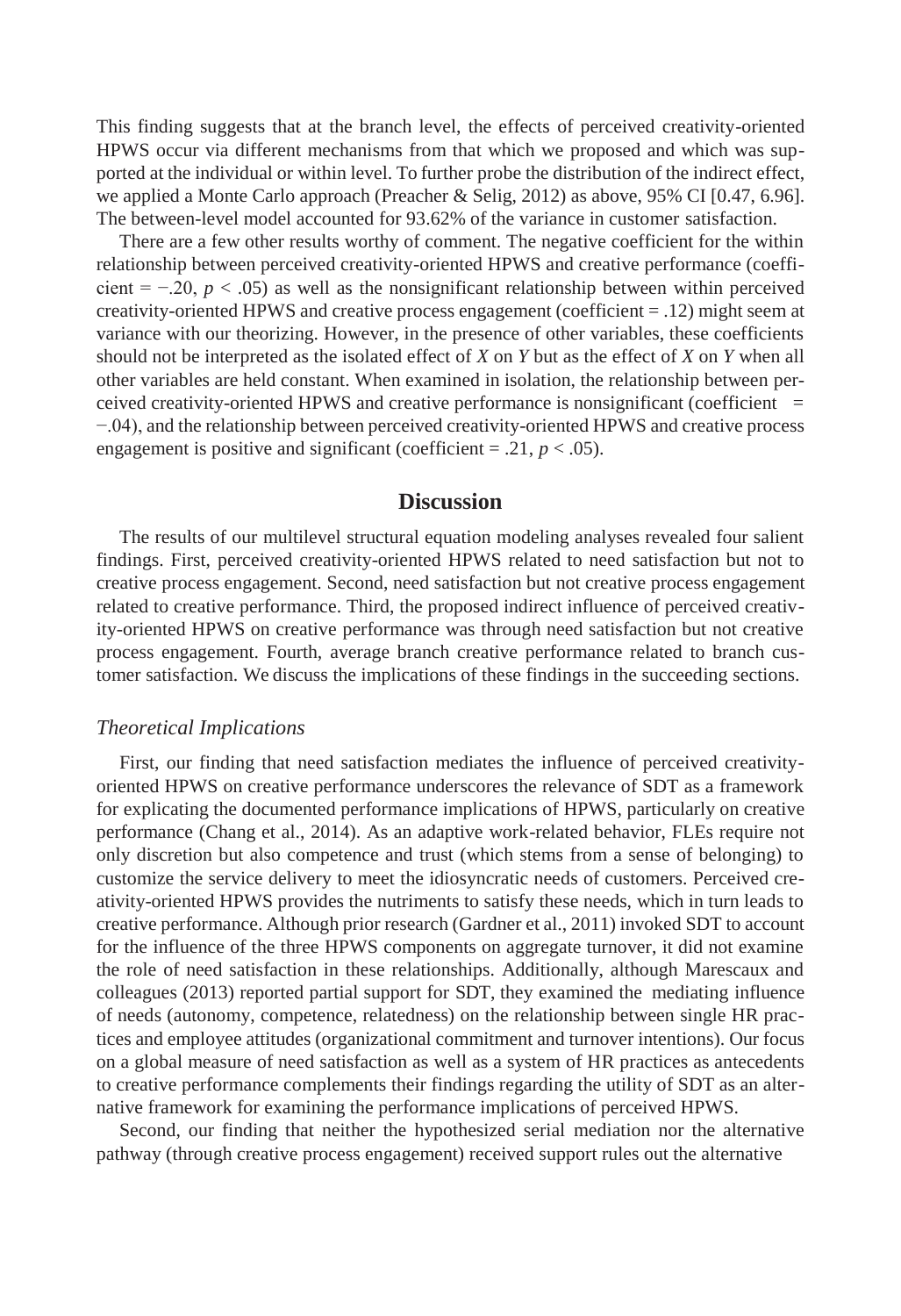This finding suggests that at the branch level, the effects of perceived creativity-oriented HPWS occur via different mechanisms from that which we proposed and which was supported at the individual or within level. To further probe the distribution of the indirect effect, we applied a Monte Carlo approach (Preacher & Selig, 2012) as above, 95% CI [0.47, 6.96]. The between-level model accounted for 93.62% of the variance in customer satisfaction.

There are a few other results worthy of comment. The negative coefficient for the within relationship between perceived creativity-oriented HPWS and creative performance (coefficient = −.20, $p < .05$) as well as the nonsignificant relationship between within perceived creativity-oriented HPWS and creative process engagement (coefficient = .12) might seem at variance with our theorizing. However, in the presence of other variables, these coefficients should not be interpreted as the isolated effect of $X$ on $Y$ but as the effect of $X$ on $Y$ when all other variables are held constant. When examined in isolation, the relationship between perceived creativity-oriented HPWS and creative performance is nonsignificant (coefficient = −.04), and the relationship between perceived creativity-oriented HPWS and creative process engagement is positive and significant (coefficient = .21, $p < .05$).

## Discussion

The results of our multilevel structural equation modeling analyses revealed four salient findings. First, perceived creativity-oriented HPWS related to need satisfaction but not to creative process engagement. Second, need satisfaction but not creative process engagement related to creative performance. Third, the proposed indirect influence of perceived creativity-oriented HPWS on creative performance was through need satisfaction but not creative process engagement. Fourth, average branch creative performance related to branch customer satisfaction. We discuss the implications of these findings in the succeeding sections.

### *Theoretical Implications*

First, our finding that need satisfaction mediates the influence of perceived creativity-oriented HPWS on creative performance underscores the relevance of SDT as a framework for explicating the documented performance implications of HPWS, particularly on creative performance (Chang et al., 2014). As an adaptive work-related behavior, FLEs require not only discretion but also competence and trust (which stems from a sense of belonging) to customize the service delivery to meet the idiosyncratic needs of customers. Perceived creativity-oriented HPWS provides the nutriments to satisfy these needs, which in turn leads to creative performance. Although prior research (Gardner et al., 2011) invoked SDT to account for the influence of the three HPWS components on aggregate turnover, it did not examine the role of need satisfaction in these relationships. Additionally, although Marescaux and colleagues (2013) reported partial support for SDT, they examined the mediating influence of needs (autonomy, competence, relatedness) on the relationship between single HR practices and employee attitudes (organizational commitment and turnover intentions). Our focus on a global measure of need satisfaction as well as a system of HR practices as antecedents to creative performance complements their findings regarding the utility of SDT as an alternative framework for examining the performance implications of perceived HPWS.

Second, our finding that neither the hypothesized serial mediation nor the alternative pathway (through creative process engagement) received support rules out the alternative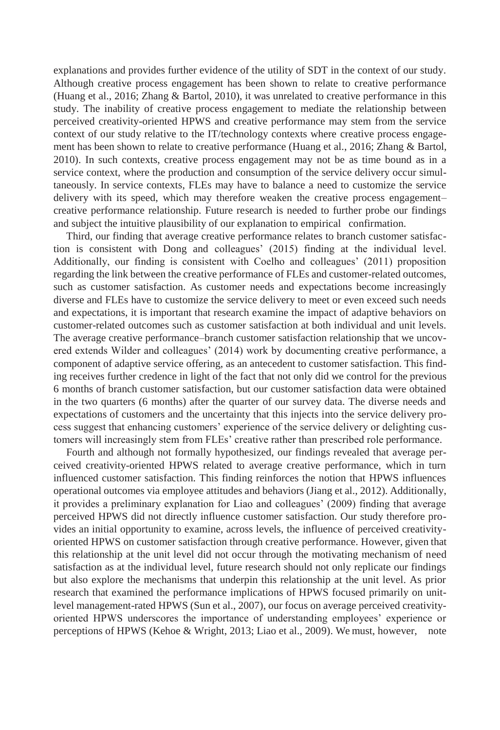explanations and provides further evidence of the utility of SDT in the context of our study. Although creative process engagement has been shown to relate to creative performance (Huang et al., 2016; Zhang & Bartol, 2010), it was unrelated to creative performance in this study. The inability of creative process engagement to mediate the relationship between perceived creativity-oriented HPWS and creative performance may stem from the service context of our study relative to the IT/technology contexts where creative process engagement has been shown to relate to creative performance (Huang et al., 2016; Zhang & Bartol, 2010). In such contexts, creative process engagement may not be as time bound as in a service context, where the production and consumption of the service delivery occur simultaneously. In service contexts, FLEs may have to balance a need to customize the service delivery with its speed, which may therefore weaken the creative process engagement–creative performance relationship. Future research is needed to further probe our findings and subject the intuitive plausibility of our explanation to empirical confirmation.

Third, our finding that average creative performance relates to branch customer satisfaction is consistent with Dong and colleagues' (2015) finding at the individual level. Additionally, our finding is consistent with Coelho and colleagues' (2011) proposition regarding the link between the creative performance of FLEs and customer-related outcomes, such as customer satisfaction. As customer needs and expectations become increasingly diverse and FLEs have to customize the service delivery to meet or even exceed such needs and expectations, it is important that research examine the impact of adaptive behaviors on customer-related outcomes such as customer satisfaction at both individual and unit levels. The average creative performance–branch customer satisfaction relationship that we uncovered extends Wilder and colleagues' (2014) work by documenting creative performance, a component of adaptive service offering, as an antecedent to customer satisfaction. This finding receives further credence in light of the fact that not only did we control for the previous 6 months of branch customer satisfaction, but our customer satisfaction data were obtained in the two quarters (6 months) after the quarter of our survey data. The diverse needs and expectations of customers and the uncertainty that this injects into the service delivery process suggest that enhancing customers' experience of the service delivery or delighting customers will increasingly stem from FLEs' creative rather than prescribed role performance.

Fourth and although not formally hypothesized, our findings revealed that average perceived creativity-oriented HPWS related to average creative performance, which in turn influenced customer satisfaction. This finding reinforces the notion that HPWS influences operational outcomes via employee attitudes and behaviors (Jiang et al., 2012). Additionally, it provides a preliminary explanation for Liao and colleagues' (2009) finding that average perceived HPWS did not directly influence customer satisfaction. Our study therefore provides an initial opportunity to examine, across levels, the influence of perceived creativity-oriented HPWS on customer satisfaction through creative performance. However, given that this relationship at the unit level did not occur through the motivating mechanism of need satisfaction as at the individual level, future research should not only replicate our findings but also explore the mechanisms that underpin this relationship at the unit level. As prior research that examined the performance implications of HPWS focused primarily on unit-level management-rated HPWS (Sun et al., 2007), our focus on average perceived creativity-oriented HPWS underscores the importance of understanding employees' experience or perceptions of HPWS (Kehoe & Wright, 2013; Liao et al., 2009). We must, however, note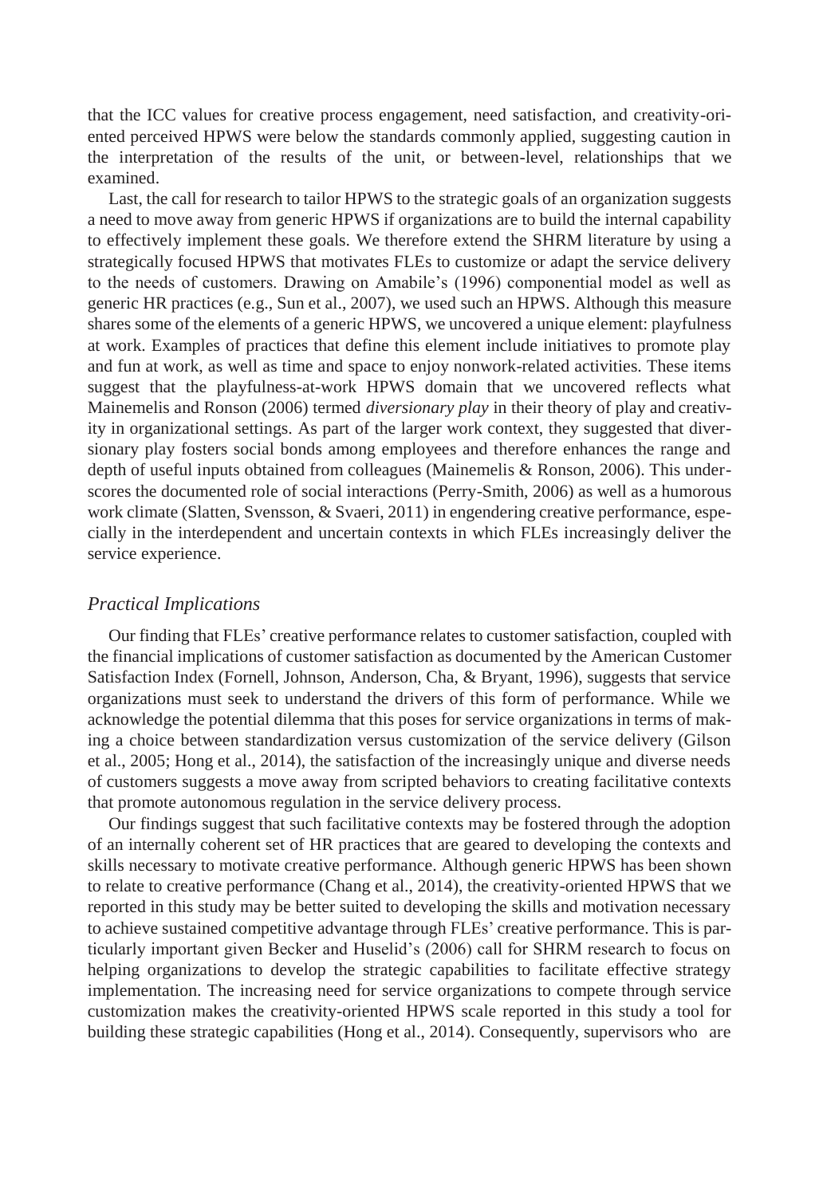that the ICC values for creative process engagement, need satisfaction, and creativity-oriented perceived HPWS were below the standards commonly applied, suggesting caution in the interpretation of the results of the unit, or between-level, relationships that we examined.

Last, the call for research to tailor HPWS to the strategic goals of an organization suggests a need to move away from generic HPWS if organizations are to build the internal capability to effectively implement these goals. We therefore extend the SHRM literature by using a strategically focused HPWS that motivates FLEs to customize or adapt the service delivery to the needs of customers. Drawing on Amabile's (1996) componential model as well as generic HR practices (e.g., Sun et al., 2007), we used such an HPWS. Although this measure shares some of the elements of a generic HPWS, we uncovered a unique element: playfulness at work. Examples of practices that define this element include initiatives to promote play and fun at work, as well as time and space to enjoy nonwork-related activities. These items suggest that the playfulness-at-work HPWS domain that we uncovered reflects what Mainemelis and Ronson (2006) termed *diversionary play* in their theory of play and creativity in organizational settings. As part of the larger work context, they suggested that diversionary play fosters social bonds among employees and therefore enhances the range and depth of useful inputs obtained from colleagues (Mainemelis & Ronson, 2006). This underscores the documented role of social interactions (Perry-Smith, 2006) as well as a humorous work climate (Slatten, Svensson, & Svaeri, 2011) in engendering creative performance, especially in the interdependent and uncertain contexts in which FLEs increasingly deliver the service experience.

### *Practical Implications*

Our finding that FLEs' creative performance relates to customer satisfaction, coupled with the financial implications of customer satisfaction as documented by the American Customer Satisfaction Index (Fornell, Johnson, Anderson, Cha, & Bryant, 1996), suggests that service organizations must seek to understand the drivers of this form of performance. While we acknowledge the potential dilemma that this poses for service organizations in terms of making a choice between standardization versus customization of the service delivery (Gilson et al., 2005; Hong et al., 2014), the satisfaction of the increasingly unique and diverse needs of customers suggests a move away from scripted behaviors to creating facilitative contexts that promote autonomous regulation in the service delivery process.

Our findings suggest that such facilitative contexts may be fostered through the adoption of an internally coherent set of HR practices that are geared to developing the contexts and skills necessary to motivate creative performance. Although generic HPWS has been shown to relate to creative performance (Chang et al., 2014), the creativity-oriented HPWS that we reported in this study may be better suited to developing the skills and motivation necessary to achieve sustained competitive advantage through FLEs' creative performance. This is particularly important given Becker and Huselid's (2006) call for SHRM research to focus on helping organizations to develop the strategic capabilities to facilitate effective strategy implementation. The increasing need for service organizations to compete through service customization makes the creativity-oriented HPWS scale reported in this study a tool for building these strategic capabilities (Hong et al., 2014). Consequently, supervisors who are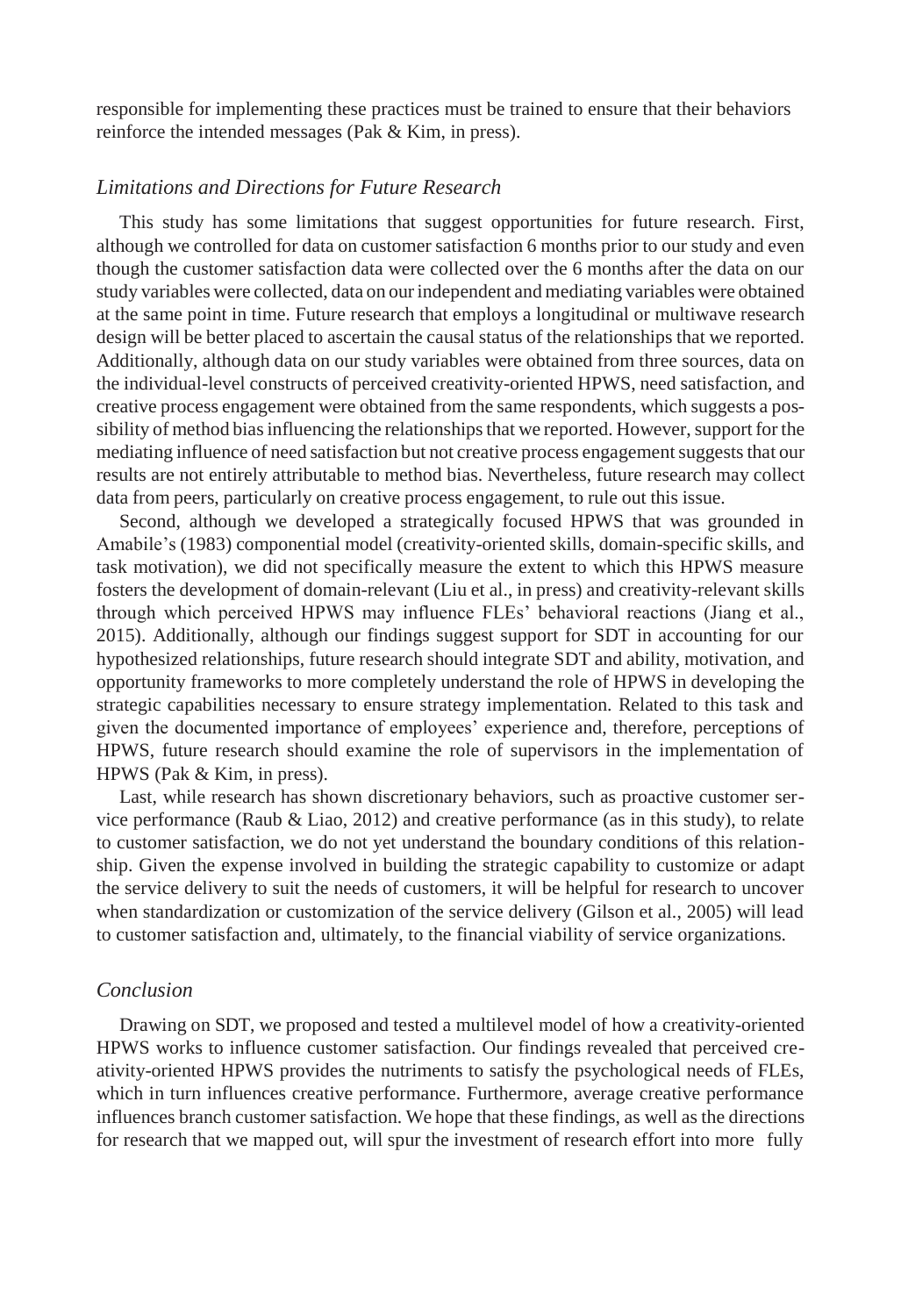responsible for implementing these practices must be trained to ensure that their behaviors reinforce the intended messages (Pak & Kim, in press).

### *Limitations and Directions for Future Research*

This study has some limitations that suggest opportunities for future research. First, although we controlled for data on customer satisfaction 6 months prior to our study and even though the customer satisfaction data were collected over the 6 months after the data on our study variables were collected, data on our independent and mediating variables were obtained at the same point in time. Future research that employs a longitudinal or multiwave research design will be better placed to ascertain the causal status of the relationships that we reported. Additionally, although data on our study variables were obtained from three sources, data on the individual-level constructs of perceived creativity-oriented HPWS, need satisfaction, and creative process engagement were obtained from the same respondents, which suggests a possibility of method bias influencing the relationships that we reported. However, support for the mediating influence of need satisfaction but not creative process engagement suggests that our results are not entirely attributable to method bias. Nevertheless, future research may collect data from peers, particularly on creative process engagement, to rule out this issue.

Second, although we developed a strategically focused HPWS that was grounded in Amabile's (1983) componential model (creativity-oriented skills, domain-specific skills, and task motivation), we did not specifically measure the extent to which this HPWS measure fosters the development of domain-relevant (Liu et al., in press) and creativity-relevant skills through which perceived HPWS may influence FLEs' behavioral reactions (Jiang et al., 2015). Additionally, although our findings suggest support for SDT in accounting for our hypothesized relationships, future research should integrate SDT and ability, motivation, and opportunity frameworks to more completely understand the role of HPWS in developing the strategic capabilities necessary to ensure strategy implementation. Related to this task and given the documented importance of employees' experience and, therefore, perceptions of HPWS, future research should examine the role of supervisors in the implementation of HPWS (Pak & Kim, in press).

Last, while research has shown discretionary behaviors, such as proactive customer service performance (Raub & Liao, 2012) and creative performance (as in this study), to relate to customer satisfaction, we do not yet understand the boundary conditions of this relationship. Given the expense involved in building the strategic capability to customize or adapt the service delivery to suit the needs of customers, it will be helpful for research to uncover when standardization or customization of the service delivery (Gilson et al., 2005) will lead to customer satisfaction and, ultimately, to the financial viability of service organizations.

### *Conclusion*

Drawing on SDT, we proposed and tested a multilevel model of how a creativity-oriented HPWS works to influence customer satisfaction. Our findings revealed that perceived creativity-oriented HPWS provides the nutriments to satisfy the psychological needs of FLEs, which in turn influences creative performance. Furthermore, average creative performance influences branch customer satisfaction. We hope that these findings, as well as the directions for research that we mapped out, will spur the investment of research effort into more fully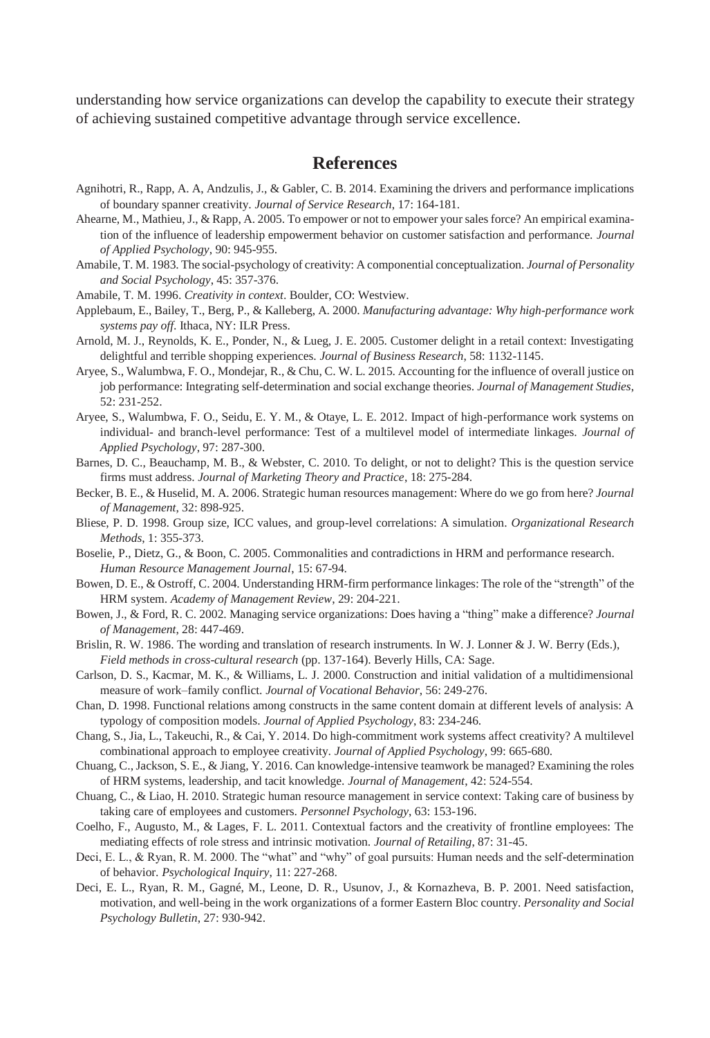understanding how service organizations can develop the capability to execute their strategy of achieving sustained competitive advantage through service excellence.

## References

Agnihotri, R., Rapp, A. A, Andzulis, J., & Gabler, C. B. 2014. Examining the drivers and performance implications of boundary spanner creativity. *Journal of Service Research*, 17: 164-181.

Ahearne, M., Mathieu, J., & Rapp, A. 2005. To empower or not to empower your sales force? An empirical examination of the influence of leadership empowerment behavior on customer satisfaction and performance. *Journal of Applied Psychology*, 90: 945-955.

Amabile, T. M. 1983. The social-psychology of creativity: A componential conceptualization. *Journal of Personality and Social Psychology*, 45: 357-376.

Amabile, T. M. 1996. *Creativity in context*. Boulder, CO: Westview.

Applebaum, E., Bailey, T., Berg, P., & Kalleberg, A. 2000. *Manufacturing advantage: Why high-performance work systems pay off*. Ithaca, NY: ILR Press.

Arnold, M. J., Reynolds, K. E., Ponder, N., & Lueg, J. E. 2005. Customer delight in a retail context: Investigating delightful and terrible shopping experiences. *Journal of Business Research*, 58: 1132-1145.

Aryee, S., Walumbwa, F. O., Mondejar, R., & Chu, C. W. L. 2015. Accounting for the influence of overall justice on job performance: Integrating self-determination and social exchange theories. *Journal of Management Studies*, 52: 231-252.

Aryee, S., Walumbwa, F. O., Seidu, E. Y. M., & Otaye, L. E. 2012. Impact of high-performance work systems on individual- and branch-level performance: Test of a multilevel model of intermediate linkages. *Journal of Applied Psychology*, 97: 287-300.

Barnes, D. C., Beauchamp, M. B., & Webster, C. 2010. To delight, or not to delight? This is the question service firms must address. *Journal of Marketing Theory and Practice*, 18: 275-284.

Becker, B. E., & Huselid, M. A. 2006. Strategic human resources management: Where do we go from here? *Journal of Management*, 32: 898-925.

Bliese, P. D. 1998. Group size, ICC values, and group-level correlations: A simulation. *Organizational Research Methods*, 1: 355-373.

Boselie, P., Dietz, G., & Boon, C. 2005. Commonalities and contradictions in HRM and performance research. *Human Resource Management Journal*, 15: 67-94.

Bowen, D. E., & Ostroff, C. 2004. Understanding HRM-firm performance linkages: The role of the "strength" of the HRM system. *Academy of Management Review*, 29: 204-221.

Bowen, J., & Ford, R. C. 2002. Managing service organizations: Does having a "thing" make a difference? *Journal of Management*, 28: 447-469.

Brislin, R. W. 1986. The wording and translation of research instruments. In W. J. Lonner & J. W. Berry (Eds.), *Field methods in cross-cultural research* (pp. 137-164). Beverly Hills, CA: Sage.

Carlson, D. S., Kacmar, M. K., & Williams, L. J. 2000. Construction and initial validation of a multidimensional measure of work–family conflict. *Journal of Vocational Behavior*, 56: 249-276.

Chan, D. 1998. Functional relations among constructs in the same content domain at different levels of analysis: A typology of composition models. *Journal of Applied Psychology*, 83: 234-246.

Chang, S., Jia, L., Takeuchi, R., & Cai, Y. 2014. Do high-commitment work systems affect creativity? A multilevel combinational approach to employee creativity. *Journal of Applied Psychology*, 99: 665-680.

Chuang, C., Jackson, S. E., & Jiang, Y. 2016. Can knowledge-intensive teamwork be managed? Examining the roles of HRM systems, leadership, and tacit knowledge. *Journal of Management*, 42: 524-554.

Chuang, C., & Liao, H. 2010. Strategic human resource management in service context: Taking care of business by taking care of employees and customers. *Personnel Psychology*, 63: 153-196.

Coelho, F., Augusto, M., & Lages, F. L. 2011. Contextual factors and the creativity of frontline employees: The mediating effects of role stress and intrinsic motivation. *Journal of Retailing*, 87: 31-45.

Deci, E. L., & Ryan, R. M. 2000. The "what" and "why" of goal pursuits: Human needs and the self-determination of behavior. *Psychological Inquiry*, 11: 227-268.

Deci, E. L., Ryan, R. M., Gagné, M., Leone, D. R., Usunov, J., & Kornazheva, B. P. 2001. Need satisfaction, motivation, and well-being in the work organizations of a former Eastern Bloc country. *Personality and Social Psychology Bulletin*, 27: 930-942.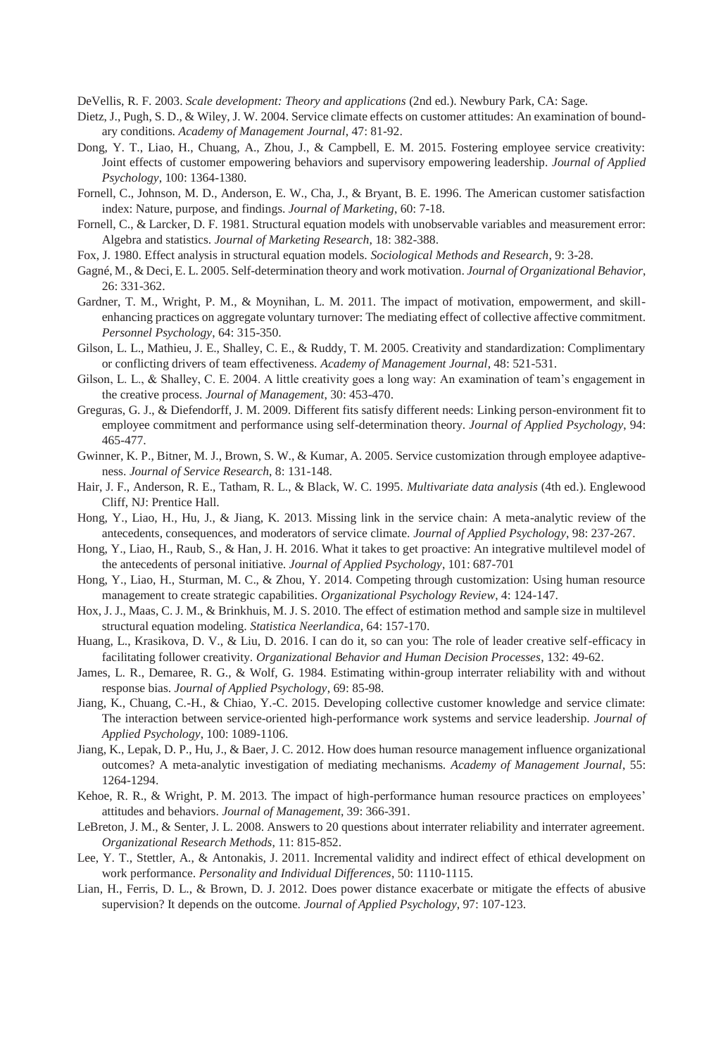DeVellis, R. F. 2003. *Scale development: Theory and applications* (2nd ed.). Newbury Park, CA: Sage.

Dietz, J., Pugh, S. D., & Wiley, J. W. 2004. Service climate effects on customer attitudes: An examination of boundary conditions. *Academy of Management Journal*, 47: 81-92.

Dong, Y. T., Liao, H., Chuang, A., Zhou, J., & Campbell, E. M. 2015. Fostering employee service creativity: Joint effects of customer empowering behaviors and supervisory empowering leadership. *Journal of Applied Psychology*, 100: 1364-1380.

Fornell, C., Johnson, M. D., Anderson, E. W., Cha, J., & Bryant, B. E. 1996. The American customer satisfaction index: Nature, purpose, and findings. *Journal of Marketing*, 60: 7-18.

Fornell, C., & Larcker, D. F. 1981. Structural equation models with unobservable variables and measurement error: Algebra and statistics. *Journal of Marketing Research*, 18: 382-388.

Fox, J. 1980. Effect analysis in structural equation models. *Sociological Methods and Research*, 9: 3-28.

Gagné, M., & Deci, E. L. 2005. Self-determination theory and work motivation. *Journal of Organizational Behavior*, 26: 331-362.

Gardner, T. M., Wright, P. M., & Moynihan, L. M. 2011. The impact of motivation, empowerment, and skill-enhancing practices on aggregate voluntary turnover: The mediating effect of collective affective commitment. *Personnel Psychology*, 64: 315-350.

Gilson, L. L., Mathieu, J. E., Shalley, C. E., & Ruddy, T. M. 2005. Creativity and standardization: Complimentary or conflicting drivers of team effectiveness. *Academy of Management Journal*, 48: 521-531.

Gilson, L. L., & Shalley, C. E. 2004. A little creativity goes a long way: An examination of team's engagement in the creative process. *Journal of Management*, 30: 453-470.

Greguras, G. J., & Diefendorff, J. M. 2009. Different fits satisfy different needs: Linking person-environment fit to employee commitment and performance using self-determination theory. *Journal of Applied Psychology*, 94: 465-477.

Gwinner, K. P., Bitner, M. J., Brown, S. W., & Kumar, A. 2005. Service customization through employee adaptiveness. *Journal of Service Research*, 8: 131-148.

Hair, J. F., Anderson, R. E., Tatham, R. L., & Black, W. C. 1995. *Multivariate data analysis* (4th ed.). Englewood Cliff, NJ: Prentice Hall.

Hong, Y., Liao, H., Hu, J., & Jiang, K. 2013. Missing link in the service chain: A meta-analytic review of the antecedents, consequences, and moderators of service climate. *Journal of Applied Psychology*, 98: 237-267.

Hong, Y., Liao, H., Raub, S., & Han, J. H. 2016. What it takes to get proactive: An integrative multilevel model of the antecedents of personal initiative. *Journal of Applied Psychology*, 101: 687-701

Hong, Y., Liao, H., Sturman, M. C., & Zhou, Y. 2014. Competing through customization: Using human resource management to create strategic capabilities. *Organizational Psychology Review*, 4: 124-147.

Hox, J. J., Maas, C. J. M., & Brinkhuis, M. J. S. 2010. The effect of estimation method and sample size in multilevel structural equation modeling. *Statistica Neerlandica*, 64: 157-170.

Huang, L., Krasikova, D. V., & Liu, D. 2016. I can do it, so can you: The role of leader creative self-efficacy in facilitating follower creativity. *Organizational Behavior and Human Decision Processes*, 132: 49-62.

James, L. R., Demaree, R. G., & Wolf, G. 1984. Estimating within-group interrater reliability with and without response bias. *Journal of Applied Psychology*, 69: 85-98.

Jiang, K., Chuang, C.-H., & Chiao, Y.-C. 2015. Developing collective customer knowledge and service climate: The interaction between service-oriented high-performance work systems and service leadership. *Journal of Applied Psychology*, 100: 1089-1106.

Jiang, K., Lepak, D. P., Hu, J., & Baer, J. C. 2012. How does human resource management influence organizational outcomes? A meta-analytic investigation of mediating mechanisms. *Academy of Management Journal*, 55: 1264-1294.

Kehoe, R. R., & Wright, P. M. 2013. The impact of high-performance human resource practices on employees' attitudes and behaviors. *Journal of Management*, 39: 366-391.

LeBreton, J. M., & Senter, J. L. 2008. Answers to 20 questions about interrater reliability and interrater agreement. *Organizational Research Methods*, 11: 815-852.

Lee, Y. T., Stettler, A., & Antonakis, J. 2011. Incremental validity and indirect effect of ethical development on work performance. *Personality and Individual Differences*, 50: 1110-1115.

Lian, H., Ferris, D. L., & Brown, D. J. 2012. Does power distance exacerbate or mitigate the effects of abusive supervision? It depends on the outcome. *Journal of Applied Psychology*, 97: 107-123.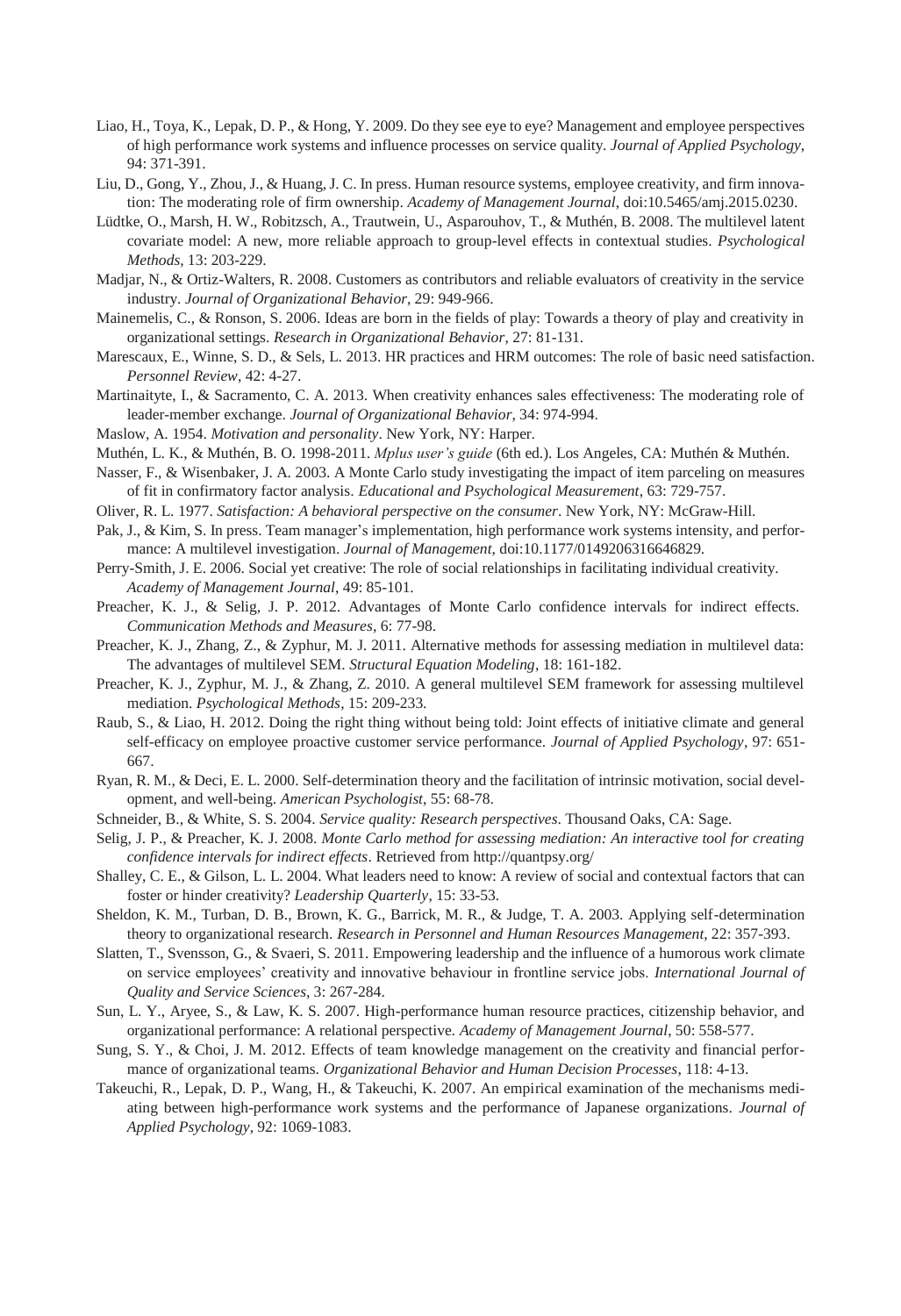Liao, H., Toya, K., Lepak, D. P., & Hong, Y. 2009. Do they see eye to eye? Management and employee perspectives of high performance work systems and influence processes on service quality. *Journal of Applied Psychology*, 94: 371-391.

Liu, D., Gong, Y., Zhou, J., & Huang, J. C. In press. Human resource systems, employee creativity, and firm innovation: The moderating role of firm ownership. *Academy of Management Journal*, doi:10.5465/amj.2015.0230.

Lüdtke, O., Marsh, H. W., Robitzsch, A., Trautwein, U., Asparouhov, T., & Muthén, B. 2008. The multilevel latent covariate model: A new, more reliable approach to group-level effects in contextual studies. *Psychological Methods*, 13: 203-229.

Madjar, N., & Ortiz-Walters, R. 2008. Customers as contributors and reliable evaluators of creativity in the service industry. *Journal of Organizational Behavior*, 29: 949-966.

Mainemelis, C., & Ronson, S. 2006. Ideas are born in the fields of play: Towards a theory of play and creativity in organizational settings. *Research in Organizational Behavior*, 27: 81-131.

Marescaux, E., Winne, S. D., & Sels, L. 2013. HR practices and HRM outcomes: The role of basic need satisfaction. *Personnel Review*, 42: 4-27.

Martinaityte, I., & Sacramento, C. A. 2013. When creativity enhances sales effectiveness: The moderating role of leader-member exchange. *Journal of Organizational Behavior*, 34: 974-994.

Maslow, A. 1954. *Motivation and personality*. New York, NY: Harper.

Muthén, L. K., & Muthén, B. O. 1998-2011. *Mplus user's guide* (6th ed.). Los Angeles, CA: Muthén & Muthén.

Nasser, F., & Wisenbaker, J. A. 2003. A Monte Carlo study investigating the impact of item parceling on measures of fit in confirmatory factor analysis. *Educational and Psychological Measurement*, 63: 729-757.

Oliver, R. L. 1977. *Satisfaction: A behavioral perspective on the consumer*. New York, NY: McGraw-Hill.

Pak, J., & Kim, S. In press. Team manager's implementation, high performance work systems intensity, and performance: A multilevel investigation. *Journal of Management*, doi:10.1177/0149206316646829.

Perry-Smith, J. E. 2006. Social yet creative: The role of social relationships in facilitating individual creativity. *Academy of Management Journal*, 49: 85-101.

Preacher, K. J., & Selig, J. P. 2012. Advantages of Monte Carlo confidence intervals for indirect effects. *Communication Methods and Measures*, 6: 77-98.

Preacher, K. J., Zhang, Z., & Zyphur, M. J. 2011. Alternative methods for assessing mediation in multilevel data: The advantages of multilevel SEM. *Structural Equation Modeling*, 18: 161-182.

Preacher, K. J., Zyphur, M. J., & Zhang, Z. 2010. A general multilevel SEM framework for assessing multilevel mediation. *Psychological Methods*, 15: 209-233.

Raub, S., & Liao, H. 2012. Doing the right thing without being told: Joint effects of initiative climate and general self-efficacy on employee proactive customer service performance. *Journal of Applied Psychology*, 97: 651-667.

Ryan, R. M., & Deci, E. L. 2000. Self-determination theory and the facilitation of intrinsic motivation, social development, and well-being. *American Psychologist*, 55: 68-78.

Schneider, B., & White, S. S. 2004. *Service quality: Research perspectives*. Thousand Oaks, CA: Sage.

Selig, J. P., & Preacher, K. J. 2008. *Monte Carlo method for assessing mediation: An interactive tool for creating confidence intervals for indirect effects*. Retrieved from http://quantpsy.org/

Shalley, C. E., & Gilson, L. L. 2004. What leaders need to know: A review of social and contextual factors that can foster or hinder creativity? *Leadership Quarterly*, 15: 33-53.

Sheldon, K. M., Turban, D. B., Brown, K. G., Barrick, M. R., & Judge, T. A. 2003. Applying self-determination theory to organizational research. *Research in Personnel and Human Resources Management*, 22: 357-393.

Slatten, T., Svensson, G., & Svaeri, S. 2011. Empowering leadership and the influence of a humorous work climate on service employees' creativity and innovative behaviour in frontline service jobs. *International Journal of Quality and Service Sciences*, 3: 267-284.

Sun, L. Y., Aryee, S., & Law, K. S. 2007. High-performance human resource practices, citizenship behavior, and organizational performance: A relational perspective. *Academy of Management Journal*, 50: 558-577.

Sung, S. Y., & Choi, J. M. 2012. Effects of team knowledge management on the creativity and financial performance of organizational teams. *Organizational Behavior and Human Decision Processes*, 118: 4-13.

Takeuchi, R., Lepak, D. P., Wang, H., & Takeuchi, K. 2007. An empirical examination of the mechanisms mediating between high-performance work systems and the performance of Japanese organizations. *Journal of Applied Psychology*, 92: 1069-1083.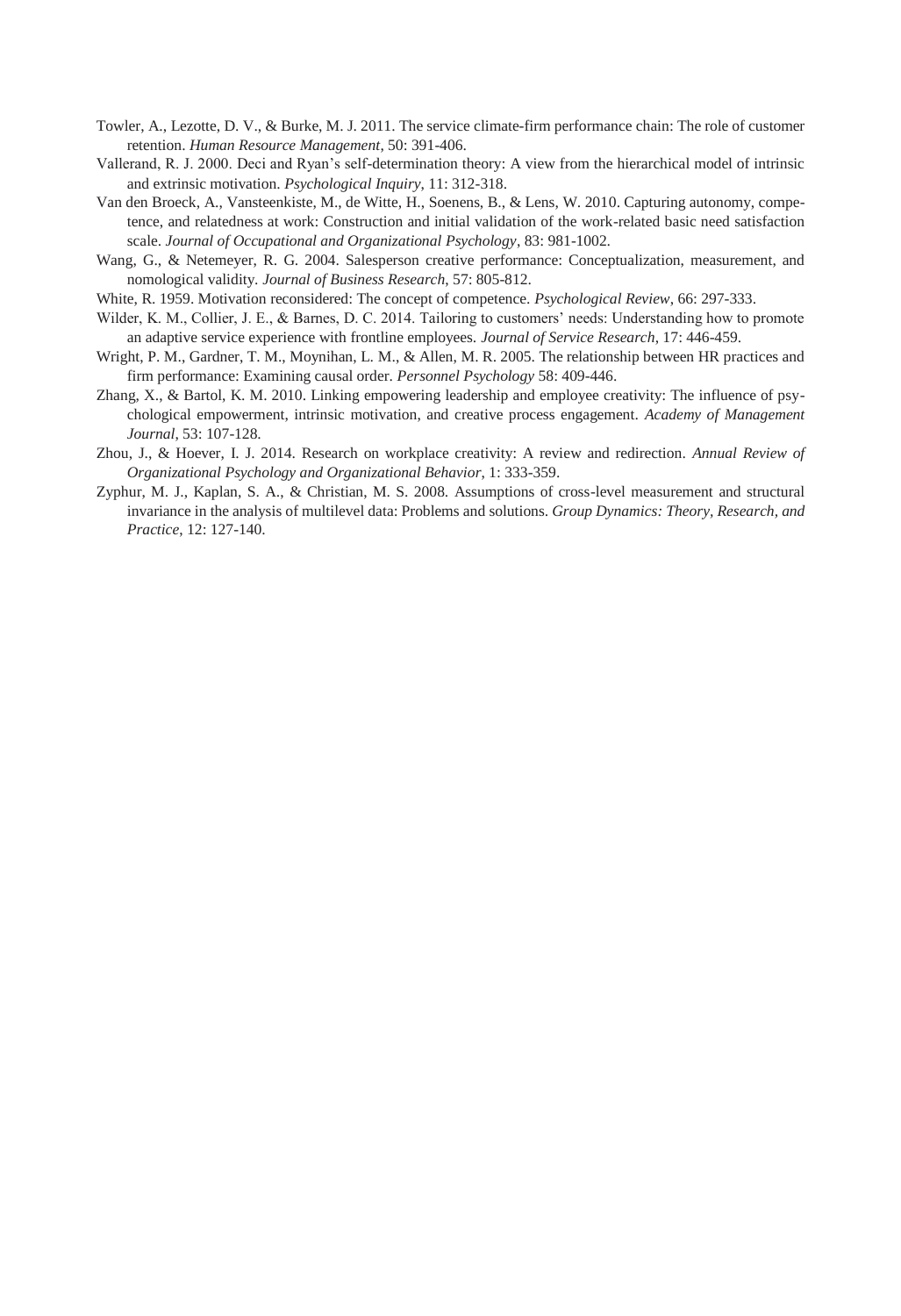Towler, A., Lezotte, D. V., & Burke, M. J. 2011. The service climate-firm performance chain: The role of customer retention. *Human Resource Management*, 50: 391-406.

Vallerand, R. J. 2000. Deci and Ryan's self-determination theory: A view from the hierarchical model of intrinsic and extrinsic motivation. *Psychological Inquiry*, 11: 312-318.

Van den Broeck, A., Vansteenkiste, M., de Witte, H., Soenens, B., & Lens, W. 2010. Capturing autonomy, competence, and relatedness at work: Construction and initial validation of the work-related basic need satisfaction scale. *Journal of Occupational and Organizational Psychology*, 83: 981-1002.

Wang, G., & Netemeyer, R. G. 2004. Salesperson creative performance: Conceptualization, measurement, and nomological validity. *Journal of Business Research*, 57: 805-812.

White, R. 1959. Motivation reconsidered: The concept of competence. *Psychological Review*, 66: 297-333.

Wilder, K. M., Collier, J. E., & Barnes, D. C. 2014. Tailoring to customers' needs: Understanding how to promote an adaptive service experience with frontline employees. *Journal of Service Research*, 17: 446-459.

Wright, P. M., Gardner, T. M., Moynihan, L. M., & Allen, M. R. 2005. The relationship between HR practices and firm performance: Examining causal order. *Personnel Psychology* 58: 409-446.

Zhang, X., & Bartol, K. M. 2010. Linking empowering leadership and employee creativity: The influence of psychological empowerment, intrinsic motivation, and creative process engagement. *Academy of Management Journal*, 53: 107-128.

Zhou, J., & Hoever, I. J. 2014. Research on workplace creativity: A review and redirection. *Annual Review of Organizational Psychology and Organizational Behavior*, 1: 333-359.

Zyphur, M. J., Kaplan, S. A., & Christian, M. S. 2008. Assumptions of cross-level measurement and structural invariance in the analysis of multilevel data: Problems and solutions. *Group Dynamics: Theory, Research, and Practice*, 12: 127-140.